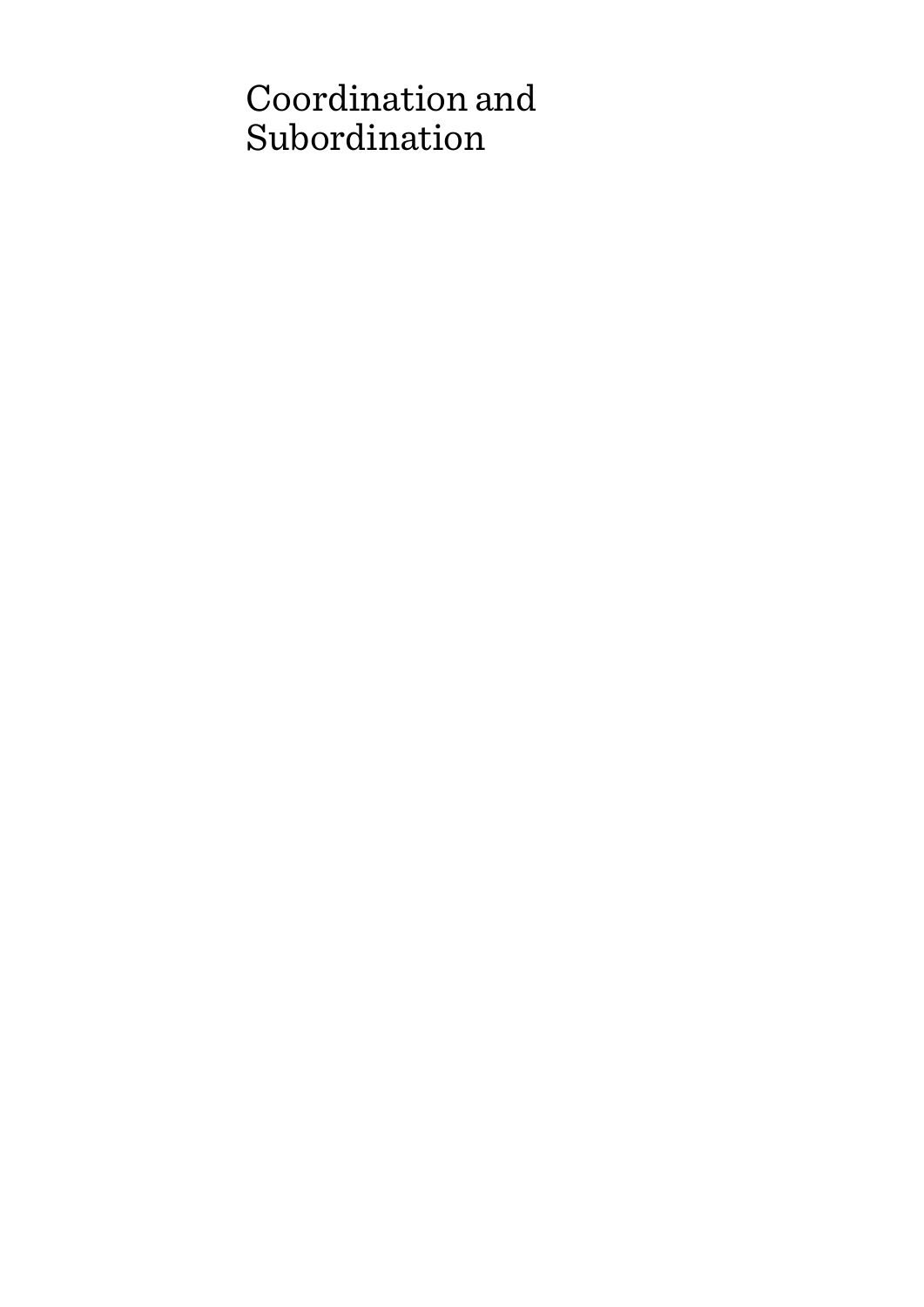# Coordination and Subordination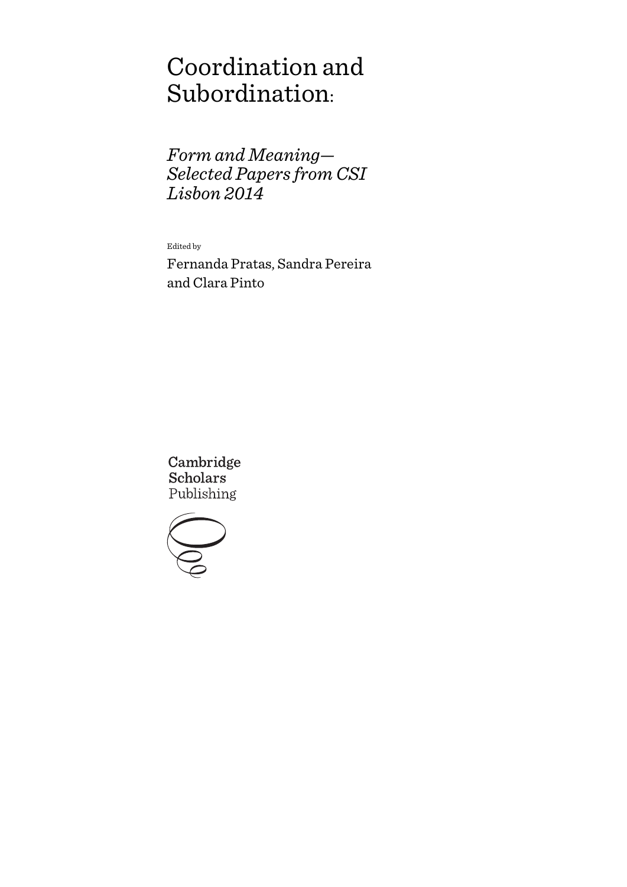# Coordination and Subordination:

## *Form and Meaning— Selected Papers from CSI Lisbon 2014*

Edited by

Fernanda Pratas, Sandra Pereira and Clara Pinto

Cambridge Scholars Publishing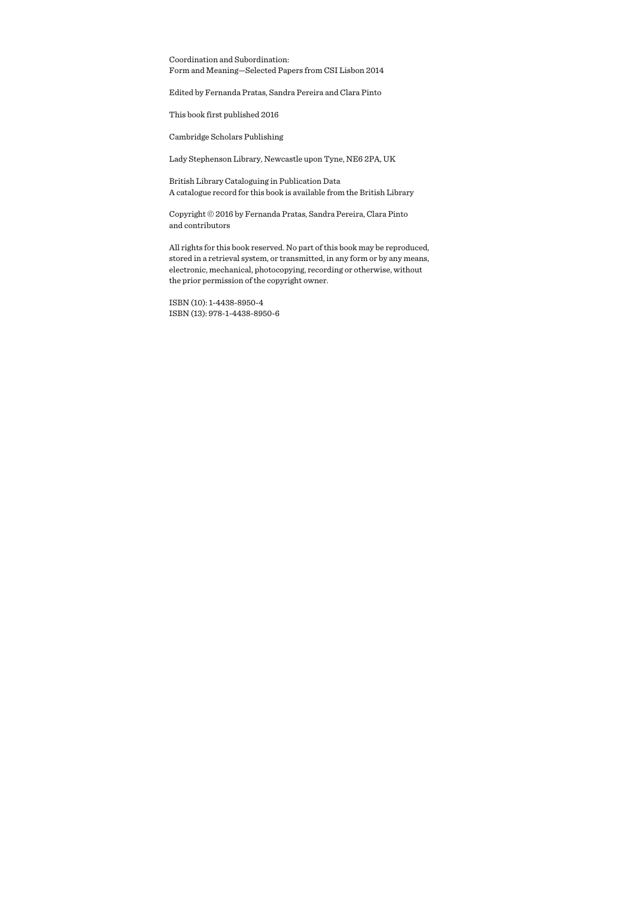Coordination and Subordination:
Form and Meaning—Selected Papers from CSI Lisbon 2014

Edited by Fernanda Pratas, Sandra Pereira and Clara Pinto

This book first published 2016

Cambridge Scholars Publishing

Lady Stephenson Library, Newcastle upon Tyne, NE6 2PA, UK

British Library Cataloguing in Publication Data
A catalogue record for this book is available from the British Library

Copyright © 2016 by Fernanda Pratas, Sandra Pereira, Clara Pinto and contributors

All rights for this book reserved. No part of this book may be reproduced, stored in a retrieval system, or transmitted, in any form or by any means, electronic, mechanical, photocopying, recording or otherwise, without the prior permission of the copyright owner.

ISBN (10): 1-4438-8950-4
ISBN (13): 978-1-4438-8950-6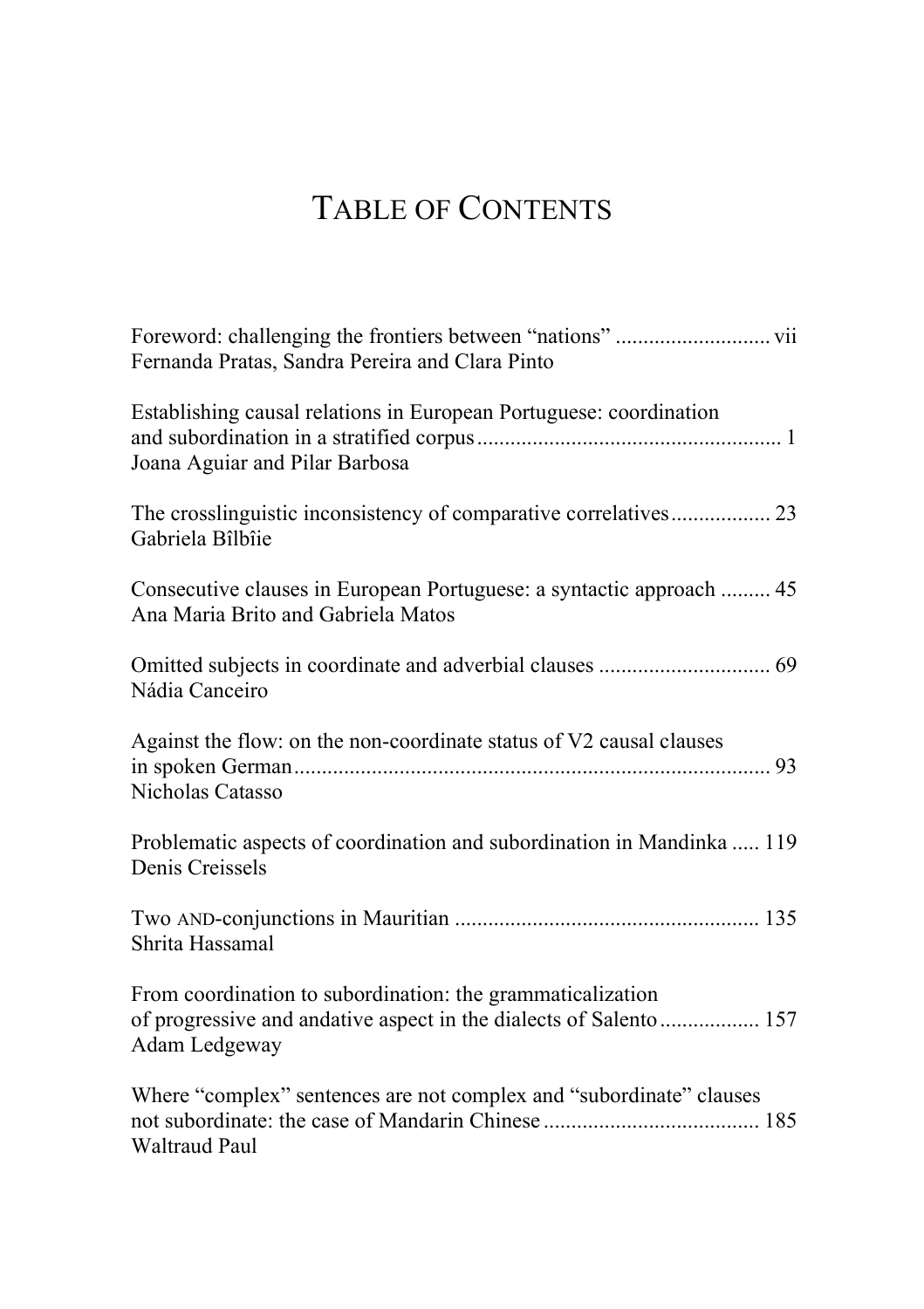# TABLE OF CONTENTS

Foreword: challenging the frontiers between "nations" ........................... vii
Fernanda Pratas, Sandra Pereira and Clara Pinto

Establishing causal relations in European Portuguese: coordination and subordination in a stratified corpus ...................................................... 1
Joana Aguiar and Pilar Barbosa

The crosslinguistic inconsistency of comparative correlatives.................. 23
Gabriela Bîlbîie

Consecutive clauses in European Portuguese: a syntactic approach ......... 45
Ana Maria Brito and Gabriela Matos

Omitted subjects in coordinate and adverbial clauses ............................... 69
Nádia Canceiro

Against the flow: on the non-coordinate status of V2 causal clauses in spoken German..................................................................................... 93
Nicholas Catasso

Problematic aspects of coordination and subordination in Mandinka ..... 119
Denis Creissels

Two AND-conjunctions in Mauritian ...................................................... 135
Shrita Hassamal

From coordination to subordination: the grammaticalization of progressive and andative aspect in the dialects of Salento.................. 157
Adam Ledgeway

Where "complex" sentences are not complex and "subordinate" clauses not subordinate: the case of Mandarin Chinese ....................................... 185
Waltraud Paul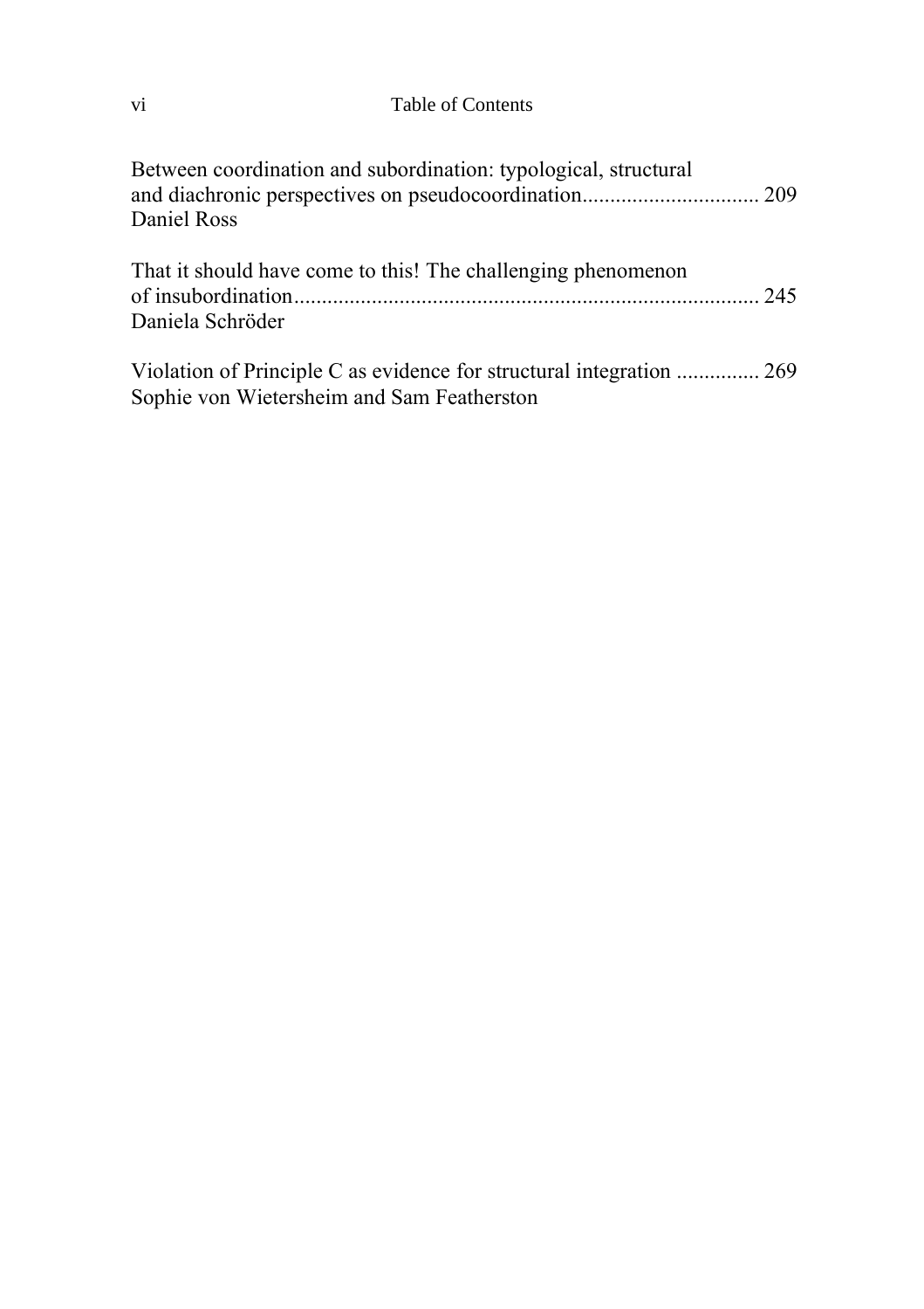Between coordination and subordination: typological, structural and diachronic perspectives on pseudocoordination................................ 209
Daniel Ross

That it should have come to this! The challenging phenomenon of insubordination.................................................................................. 245
Daniela Schröder

Violation of Principle C as evidence for structural integration ............... 269
Sophie von Wietersheim and Sam Featherston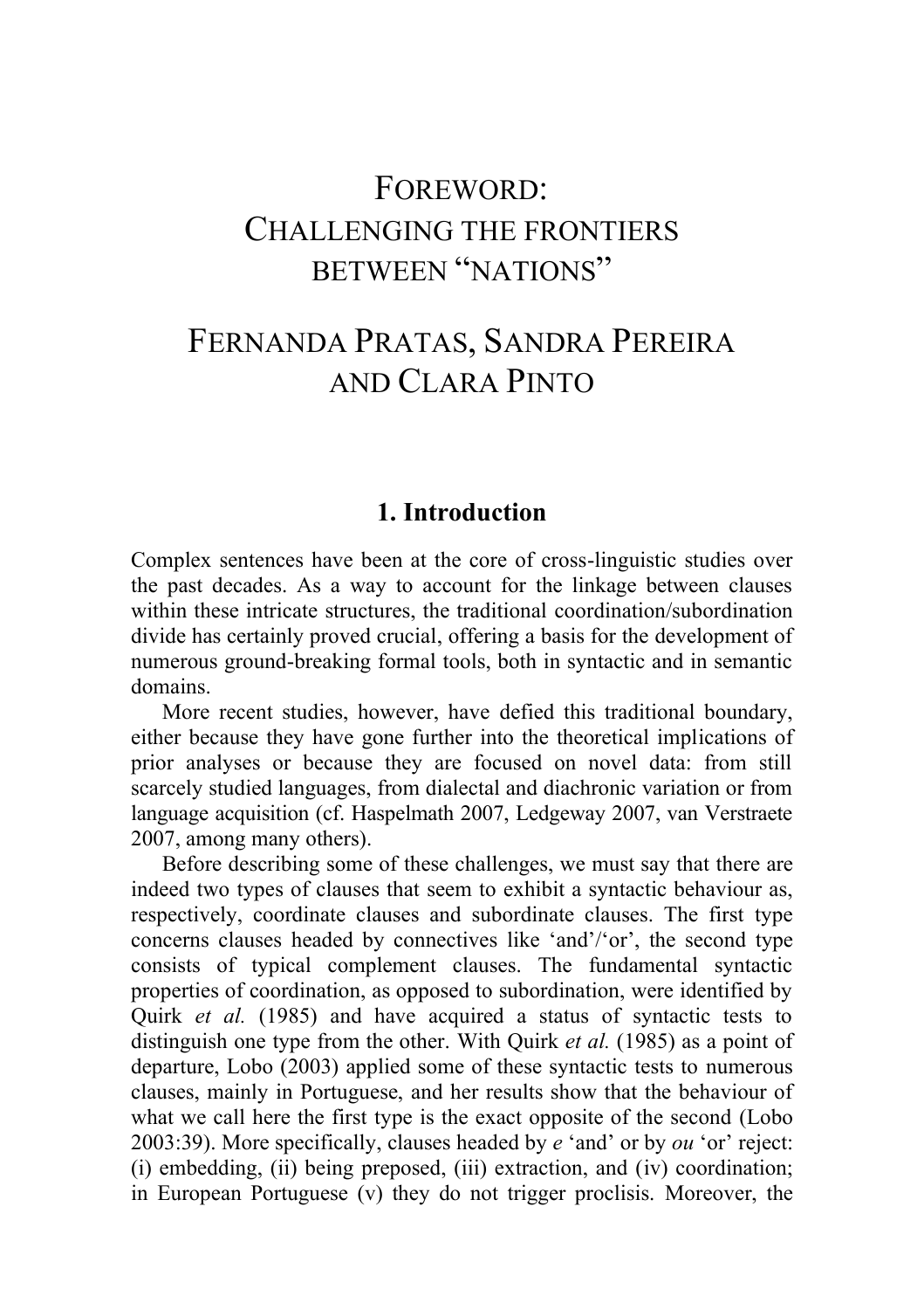# FOREWORD: CHALLENGING THE FRONTIERS BETWEEN "NATIONS"

## FERNANDA PRATAS, SANDRA PEREIRA AND CLARA PINTO

### 1. Introduction

Complex sentences have been at the core of cross-linguistic studies over the past decades. As a way to account for the linkage between clauses within these intricate structures, the traditional coordination/subordination divide has certainly proved crucial, offering a basis for the development of numerous ground-breaking formal tools, both in syntactic and in semantic domains.

More recent studies, however, have defied this traditional boundary, either because they have gone further into the theoretical implications of prior analyses or because they are focused on novel data: from still scarcely studied languages, from dialectal and diachronic variation or from language acquisition (cf. Haspelmath 2007, Ledgeway 2007, van Verstraete 2007, among many others).

Before describing some of these challenges, we must say that there are indeed two types of clauses that seem to exhibit a syntactic behaviour as, respectively, coordinate clauses and subordinate clauses. The first type concerns clauses headed by connectives like 'and'/'or', the second type consists of typical complement clauses. The fundamental syntactic properties of coordination, as opposed to subordination, were identified by Quirk *et al.* (1985) and have acquired a status of syntactic tests to distinguish one type from the other. With Quirk *et al.* (1985) as a point of departure, Lobo (2003) applied some of these syntactic tests to numerous clauses, mainly in Portuguese, and her results show that the behaviour of what we call here the first type is the exact opposite of the second (Lobo 2003:39). More specifically, clauses headed by *e* 'and' or by *ou* 'or' reject: (i) embedding, (ii) being preposed, (iii) extraction, and (iv) coordination; in European Portuguese (v) they do not trigger proclisis. Moreover, the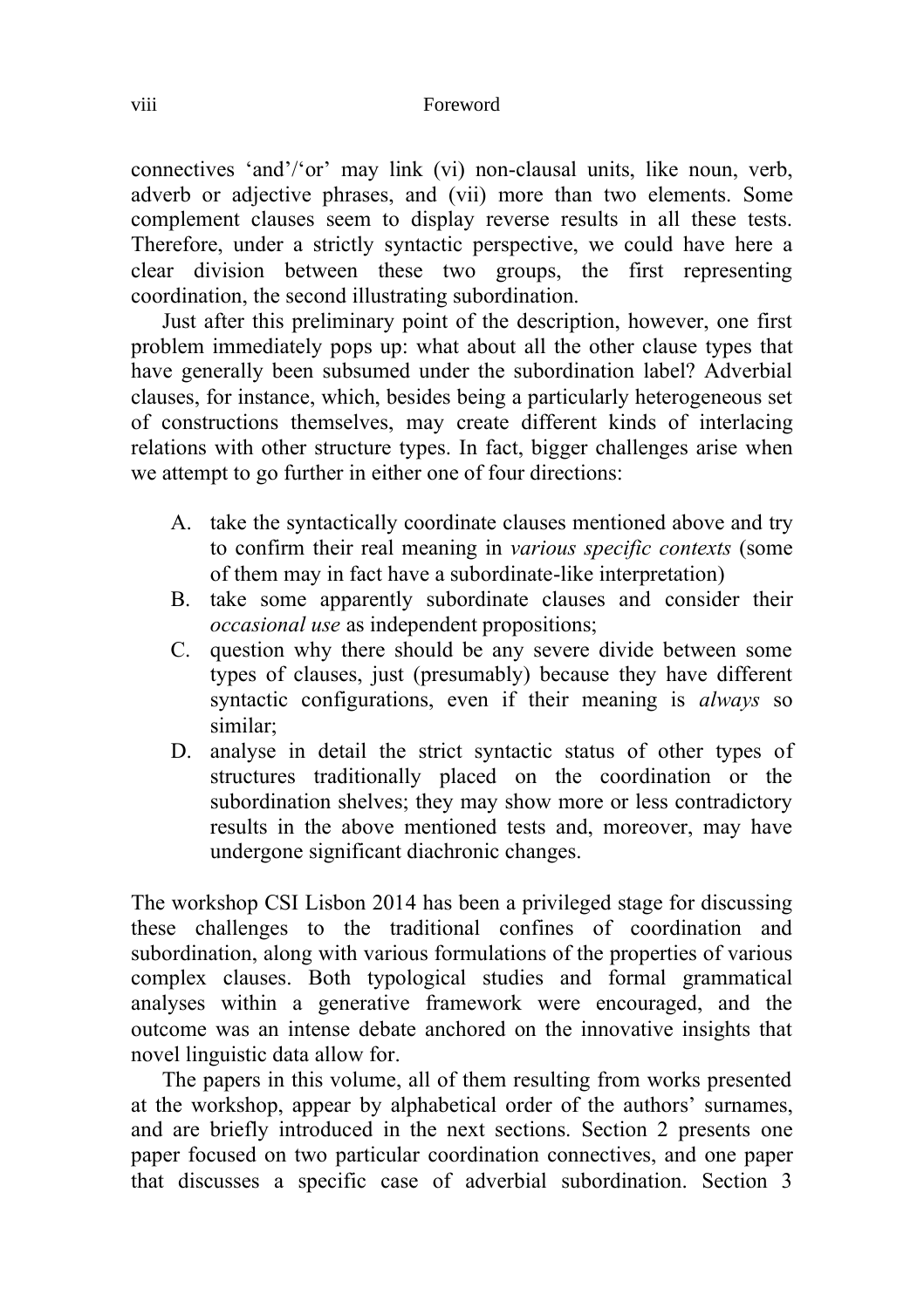connectives 'and'/'or' may link (vi) non-clausal units, like noun, verb, adverb or adjective phrases, and (vii) more than two elements. Some complement clauses seem to display reverse results in all these tests. Therefore, under a strictly syntactic perspective, we could have here a clear division between these two groups, the first representing coordination, the second illustrating subordination.

Just after this preliminary point of the description, however, one first problem immediately pops up: what about all the other clause types that have generally been subsumed under the subordination label? Adverbial clauses, for instance, which, besides being a particularly heterogeneous set of constructions themselves, may create different kinds of interlacing relations with other structure types. In fact, bigger challenges arise when we attempt to go further in either one of four directions:

A. take the syntactically coordinate clauses mentioned above and try to confirm their real meaning in *various specific contexts* (some of them may in fact have a subordinate-like interpretation)
B. take some apparently subordinate clauses and consider their *occasional use* as independent propositions;
C. question why there should be any severe divide between some types of clauses, just (presumably) because they have different syntactic configurations, even if their meaning is *always* so similar;
D. analyse in detail the strict syntactic status of other types of structures traditionally placed on the coordination or the subordination shelves; they may show more or less contradictory results in the above mentioned tests and, moreover, may have undergone significant diachronic changes.

The workshop CSI Lisbon 2014 has been a privileged stage for discussing these challenges to the traditional confines of coordination and subordination, along with various formulations of the properties of various complex clauses. Both typological studies and formal grammatical analyses within a generative framework were encouraged, and the outcome was an intense debate anchored on the innovative insights that novel linguistic data allow for.

The papers in this volume, all of them resulting from works presented at the workshop, appear by alphabetical order of the authors' surnames, and are briefly introduced in the next sections. Section 2 presents one paper focused on two particular coordination connectives, and one paper that discusses a specific case of adverbial subordination. Section 3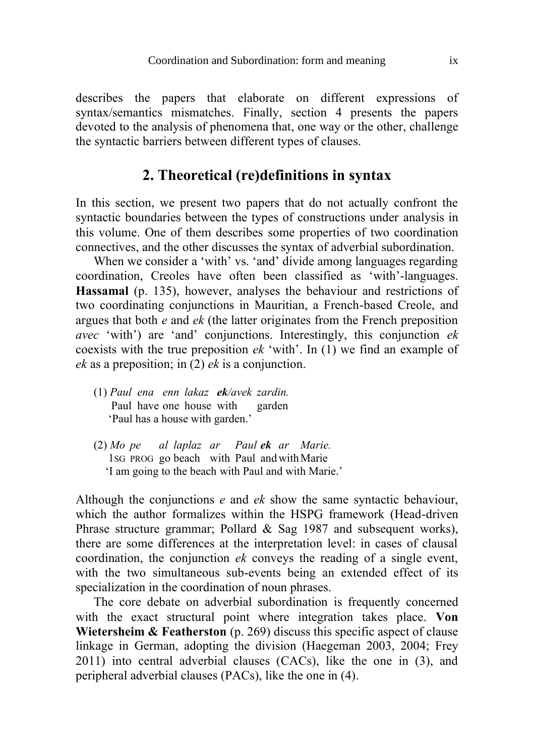describes the papers that elaborate on different expressions of syntax/semantics mismatches. Finally, section 4 presents the papers devoted to the analysis of phenomena that, one way or the other, challenge the syntactic barriers between different types of clauses.

## 2. Theoretical (re)definitions in syntax

In this section, we present two papers that do not actually confront the syntactic boundaries between the types of constructions under analysis in this volume. One of them describes some properties of two coordination connectives, and the other discusses the syntax of adverbial subordination.

When we consider a 'with' vs. 'and' divide among languages regarding coordination, Creoles have often been classified as 'with'-languages. **Hassamal** (p. 135), however, analyses the behaviour and restrictions of two coordinating conjunctions in Mauritian, a French-based Creole, and argues that both *e* and *ek* (the latter originates from the French preposition *avec* 'with') are 'and' conjunctions. Interestingly, this conjunction *ek* coexists with the true preposition *ek* 'with'. In (1) we find an example of *ek* as a preposition; in (2) *ek* is a conjunction.

(1) *Paul ena enn lakaz* ***ek****/avek zardin.*
Paul have one house with garden
'Paul has a house with garden.'

(2) *Mo pe al laplaz ar Paul* ***ek*** *ar Marie.*
1SG PROG go beach with Paul and with Marie
'I am going to the beach with Paul and with Marie.'

Although the conjunctions *e* and *ek* show the same syntactic behaviour, which the author formalizes within the HSPG framework (Head-driven Phrase structure grammar; Pollard & Sag 1987 and subsequent works), there are some differences at the interpretation level: in cases of clausal coordination, the conjunction *ek* conveys the reading of a single event, with the two simultaneous sub-events being an extended effect of its specialization in the coordination of noun phrases.

The core debate on adverbial subordination is frequently concerned with the exact structural point where integration takes place. **Von Wietersheim & Featherston** (p. 269) discuss this specific aspect of clause linkage in German, adopting the division (Haegeman 2003, 2004; Frey 2011) into central adverbial clauses (CACs), like the one in (3), and peripheral adverbial clauses (PACs), like the one in (4).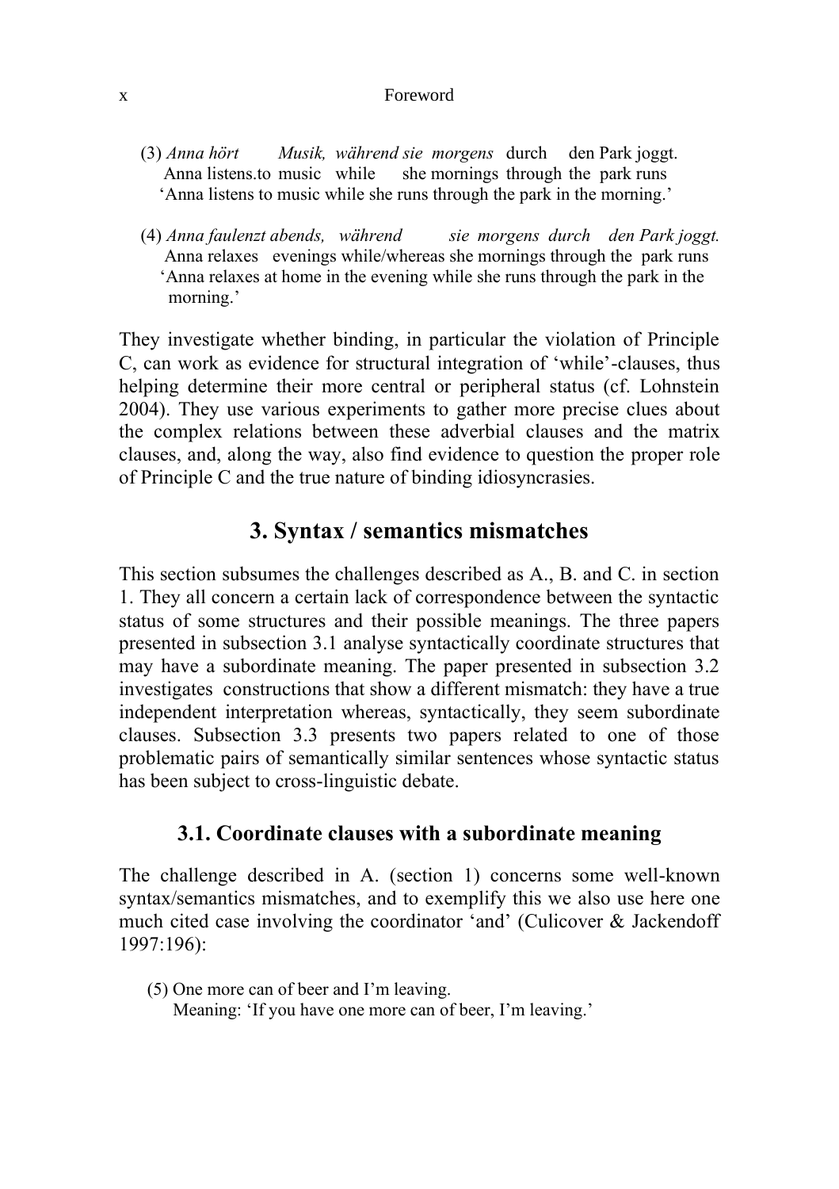(3) *Anna hört Musik, während sie morgens* durch den Park joggt.
Anna listens.to music while she mornings through the park runs
'Anna listens to music while she runs through the park in the morning.'

(4) *Anna faulenzt abends, während sie morgens durch den Park joggt.*
Anna relaxes evenings while/whereas she mornings through the park runs
'Anna relaxes at home in the evening while she runs through the park in the morning.'

They investigate whether binding, in particular the violation of Principle C, can work as evidence for structural integration of 'while'-clauses, thus helping determine their more central or peripheral status (cf. Lohnstein 2004). They use various experiments to gather more precise clues about the complex relations between these adverbial clauses and the matrix clauses, and, along the way, also find evidence to question the proper role of Principle C and the true nature of binding idiosyncrasies.

## 3. Syntax / semantics mismatches

This section subsumes the challenges described as A., B. and C. in section 1. They all concern a certain lack of correspondence between the syntactic status of some structures and their possible meanings. The three papers presented in subsection 3.1 analyse syntactically coordinate structures that may have a subordinate meaning. The paper presented in subsection 3.2 investigates constructions that show a different mismatch: they have a true independent interpretation whereas, syntactically, they seem subordinate clauses. Subsection 3.3 presents two papers related to one of those problematic pairs of semantically similar sentences whose syntactic status has been subject to cross-linguistic debate.

### 3.1. Coordinate clauses with a subordinate meaning

The challenge described in A. (section 1) concerns some well-known syntax/semantics mismatches, and to exemplify this we also use here one much cited case involving the coordinator 'and' (Culicover & Jackendoff 1997:196):

(5) One more can of beer and I'm leaving.
Meaning: 'If you have one more can of beer, I'm leaving.'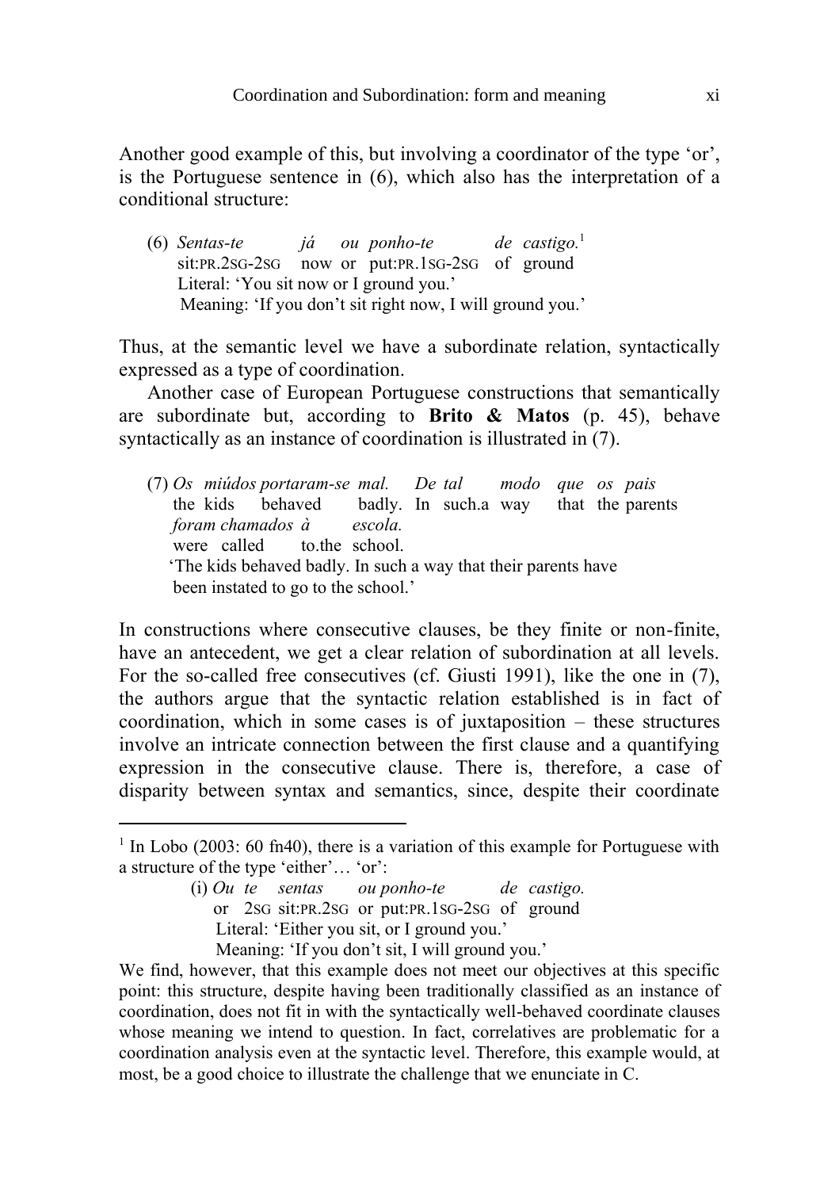Another good example of this, but involving a coordinator of the type 'or', is the Portuguese sentence in (6), which also has the interpretation of a conditional structure:

(6) *Sentas-te já ou ponho-te de castigo.*[1]
sit:PR.2SG-2SG now or put:PR.1SG-2SG of ground
Literal: 'You sit now or I ground you.'
Meaning: 'If you don't sit right now, I will ground you.'

Thus, at the semantic level we have a subordinate relation, syntactically expressed as a type of coordination.

Another case of European Portuguese constructions that semantically are subordinate but, according to **Brito & Matos** (p. 45), behave syntactically as an instance of coordination is illustrated in (7).

(7) *Os miúdos portaram-se mal. De tal modo que os pais foram chamados à escola.*
the kids behaved badly. In such.a way that the parents were called to.the school.
'The kids behaved badly. In such a way that their parents have been instated to go to the school.'

In constructions where consecutive clauses, be they finite or non-finite, have an antecedent, we get a clear relation of subordination at all levels. For the so-called free consecutives (cf. Giusti 1991), like the one in (7), the authors argue that the syntactic relation established is in fact of coordination, which in some cases is of juxtaposition – these structures involve an intricate connection between the first clause and a quantifying expression in the consecutive clause. There is, therefore, a case of disparity between syntax and semantics, since, despite their coordinate

---

[1] In Lobo (2003: 60 fn40), there is a variation of this example for Portuguese with a structure of the type 'either'… 'or':

(i) *Ou te sentas ou ponho-te de castigo.*
or 2SG sit:PR.2SG or put:PR.1SG-2SG of ground
Literal: 'Either you sit, or I ground you.'
Meaning: 'If you don't sit, I will ground you.'

We find, however, that this example does not meet our objectives at this specific point: this structure, despite having been traditionally classified as an instance of coordination, does not fit in with the syntactically well-behaved coordinate clauses whose meaning we intend to question. In fact, correlatives are problematic for a coordination analysis even at the syntactic level. Therefore, this example would, at most, be a good choice to illustrate the challenge that we enunciate in C.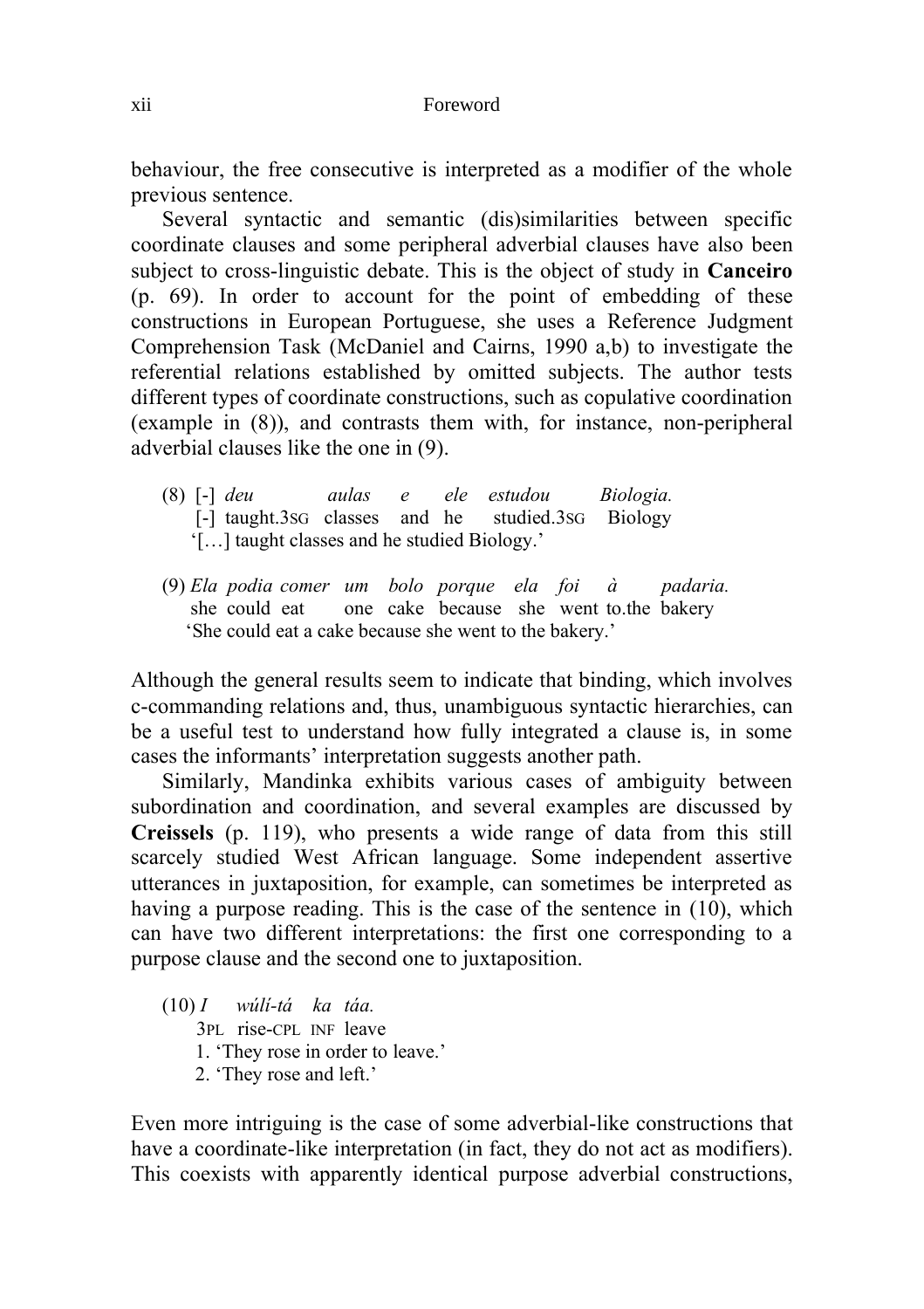behaviour, the free consecutive is interpreted as a modifier of the whole previous sentence.

Several syntactic and semantic (dis)similarities between specific coordinate clauses and some peripheral adverbial clauses have also been subject to cross-linguistic debate. This is the object of study in **Canceiro** (p. 69). In order to account for the point of embedding of these constructions in European Portuguese, she uses a Reference Judgment Comprehension Task (McDaniel and Cairns, 1990 a,b) to investigate the referential relations established by omitted subjects. The author tests different types of coordinate constructions, such as copulative coordination (example in (8)), and contrasts them with, for instance, non-peripheral adverbial clauses like the one in (9).

(8) [-] *deu aulas e ele estudou Biologia.*
    [-] taught.3SG classes and he studied.3SG Biology
    '[…] taught classes and he studied Biology.'

(9) *Ela podia comer um bolo porque ela foi à padaria.*
    she could eat one cake because she went to.the bakery
    'She could eat a cake because she went to the bakery.'

Although the general results seem to indicate that binding, which involves c-commanding relations and, thus, unambiguous syntactic hierarchies, can be a useful test to understand how fully integrated a clause is, in some cases the informants' interpretation suggests another path.

Similarly, Mandinka exhibits various cases of ambiguity between subordination and coordination, and several examples are discussed by **Creissels** (p. 119), who presents a wide range of data from this still scarcely studied West African language. Some independent assertive utterances in juxtaposition, for example, can sometimes be interpreted as having a purpose reading. This is the case of the sentence in (10), which can have two different interpretations: the first one corresponding to a purpose clause and the second one to juxtaposition.

(10) *I wúlí-tá ka táa.*
     3PL rise-CPL INF leave
     1. 'They rose in order to leave.'
     2. 'They rose and left.'

Even more intriguing is the case of some adverbial-like constructions that have a coordinate-like interpretation (in fact, they do not act as modifiers). This coexists with apparently identical purpose adverbial constructions,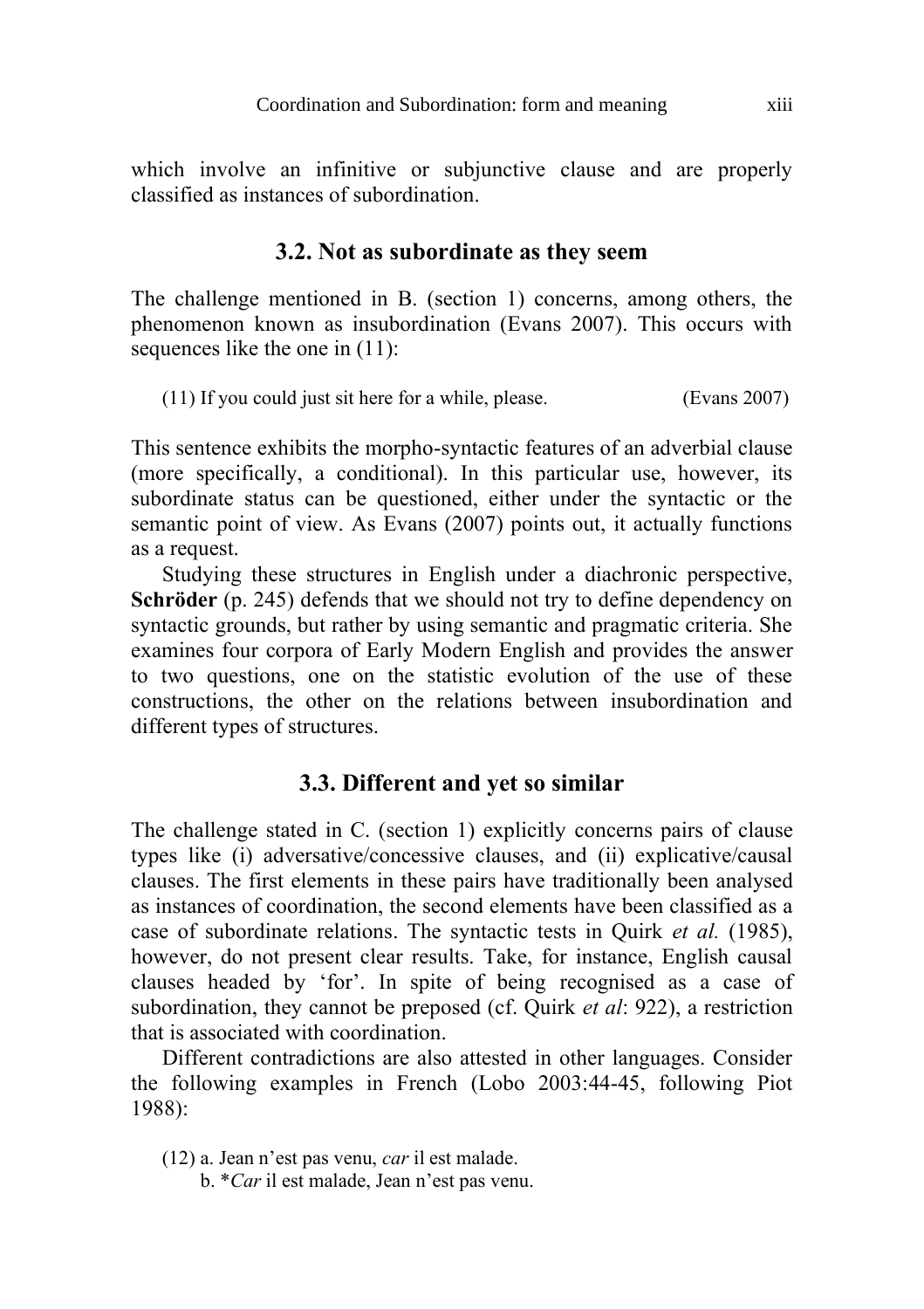which involve an infinitive or subjunctive clause and are properly classified as instances of subordination.

## 3.2. Not as subordinate as they seem

The challenge mentioned in B. (section 1) concerns, among others, the phenomenon known as insubordination (Evans 2007). This occurs with sequences like the one in (11):

(11) If you could just sit here for a while, please. (Evans 2007)

This sentence exhibits the morpho-syntactic features of an adverbial clause (more specifically, a conditional). In this particular use, however, its subordinate status can be questioned, either under the syntactic or the semantic point of view. As Evans (2007) points out, it actually functions as a request.

Studying these structures in English under a diachronic perspective, **Schröder** (p. 245) defends that we should not try to define dependency on syntactic grounds, but rather by using semantic and pragmatic criteria. She examines four corpora of Early Modern English and provides the answer to two questions, one on the statistic evolution of the use of these constructions, the other on the relations between insubordination and different types of structures.

## 3.3. Different and yet so similar

The challenge stated in C. (section 1) explicitly concerns pairs of clause types like (i) adversative/concessive clauses, and (ii) explicative/causal clauses. The first elements in these pairs have traditionally been analysed as instances of coordination, the second elements have been classified as a case of subordinate relations. The syntactic tests in Quirk *et al.* (1985), however, do not present clear results. Take, for instance, English causal clauses headed by 'for'. In spite of being recognised as a case of subordination, they cannot be preposed (cf. Quirk *et al*: 922), a restriction that is associated with coordination.

Different contradictions are also attested in other languages. Consider the following examples in French (Lobo 2003:44-45, following Piot 1988):

(12) a. Jean n'est pas venu, *car* il est malade.
b. **Car* il est malade, Jean n'est pas venu.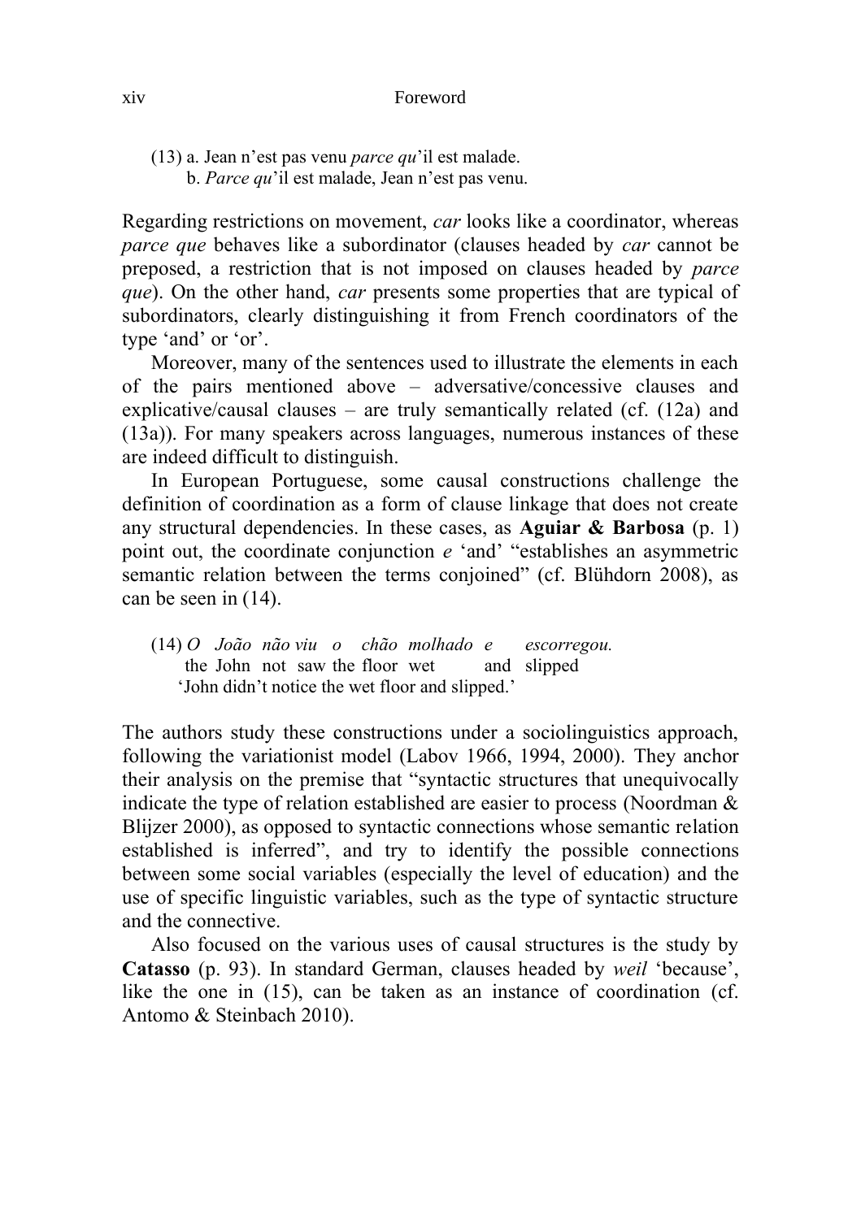(13) a. Jean n'est pas venu *parce qu*'il est malade.
     b. *Parce qu*'il est malade, Jean n'est pas venu.

Regarding restrictions on movement, *car* looks like a coordinator, whereas *parce que* behaves like a subordinator (clauses headed by *car* cannot be preposed, a restriction that is not imposed on clauses headed by *parce que*). On the other hand, *car* presents some properties that are typical of subordinators, clearly distinguishing it from French coordinators of the type 'and' or 'or'.

Moreover, many of the sentences used to illustrate the elements in each of the pairs mentioned above – adversative/concessive clauses and explicative/causal clauses – are truly semantically related (cf. (12a) and (13a)). For many speakers across languages, numerous instances of these are indeed difficult to distinguish.

In European Portuguese, some causal constructions challenge the definition of coordination as a form of clause linkage that does not create any structural dependencies. In these cases, as **Aguiar & Barbosa** (p. 1) point out, the coordinate conjunction *e* 'and' "establishes an asymmetric semantic relation between the terms conjoined" (cf. Blühdorn 2008), as can be seen in (14).

(14) *O João não viu o chão molhado e escorregou.*
     the John not saw the floor wet and slipped
     'John didn't notice the wet floor and slipped.'

The authors study these constructions under a sociolinguistics approach, following the variationist model (Labov 1966, 1994, 2000). They anchor their analysis on the premise that "syntactic structures that unequivocally indicate the type of relation established are easier to process (Noordman & Blijzer 2000), as opposed to syntactic connections whose semantic relation established is inferred", and try to identify the possible connections between some social variables (especially the level of education) and the use of specific linguistic variables, such as the type of syntactic structure and the connective.

Also focused on the various uses of causal structures is the study by **Catasso** (p. 93). In standard German, clauses headed by *weil* 'because', like the one in (15), can be taken as an instance of coordination (cf. Antomo & Steinbach 2010).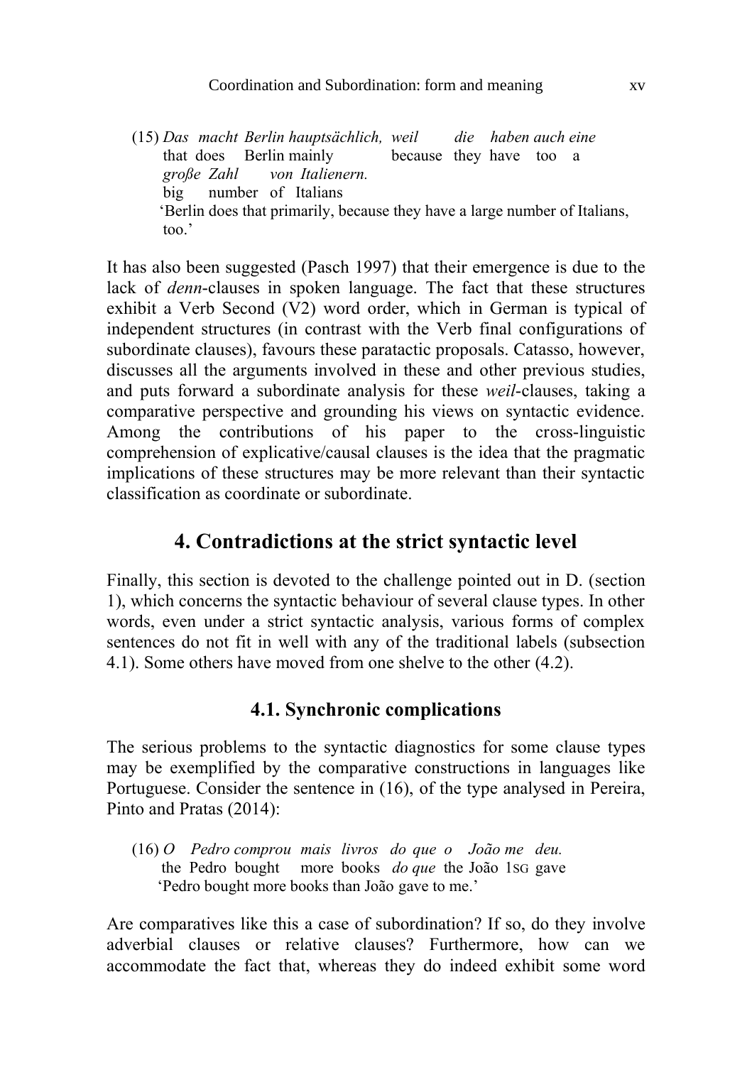(15) *Das macht Berlin hauptsächlich, weil die haben auch eine*
 that does Berlin mainly because they have too a
 *große Zahl von Italienern.*
 big number of Italians
 'Berlin does that primarily, because they have a large number of Italians, too.'

It has also been suggested (Pasch 1997) that their emergence is due to the lack of *denn*-clauses in spoken language. The fact that these structures exhibit a Verb Second (V2) word order, which in German is typical of independent structures (in contrast with the Verb final configurations of subordinate clauses), favours these paratactic proposals. Catasso, however, discusses all the arguments involved in these and other previous studies, and puts forward a subordinate analysis for these *weil*-clauses, taking a comparative perspective and grounding his views on syntactic evidence. Among the contributions of his paper to the cross-linguistic comprehension of explicative/causal clauses is the idea that the pragmatic implications of these structures may be more relevant than their syntactic classification as coordinate or subordinate.

## 4. Contradictions at the strict syntactic level

Finally, this section is devoted to the challenge pointed out in D. (section 1), which concerns the syntactic behaviour of several clause types. In other words, even under a strict syntactic analysis, various forms of complex sentences do not fit in well with any of the traditional labels (subsection 4.1). Some others have moved from one shelve to the other (4.2).

### 4.1. Synchronic complications

The serious problems to the syntactic diagnostics for some clause types may be exemplified by the comparative constructions in languages like Portuguese. Consider the sentence in (16), of the type analysed in Pereira, Pinto and Pratas (2014):

(16) *O Pedro comprou mais livros do que o João me deu.*
 the Pedro bought more books *do que* the João 1SG gave
 'Pedro bought more books than João gave to me.'

Are comparatives like this a case of subordination? If so, do they involve adverbial clauses or relative clauses? Furthermore, how can we accommodate the fact that, whereas they do indeed exhibit some word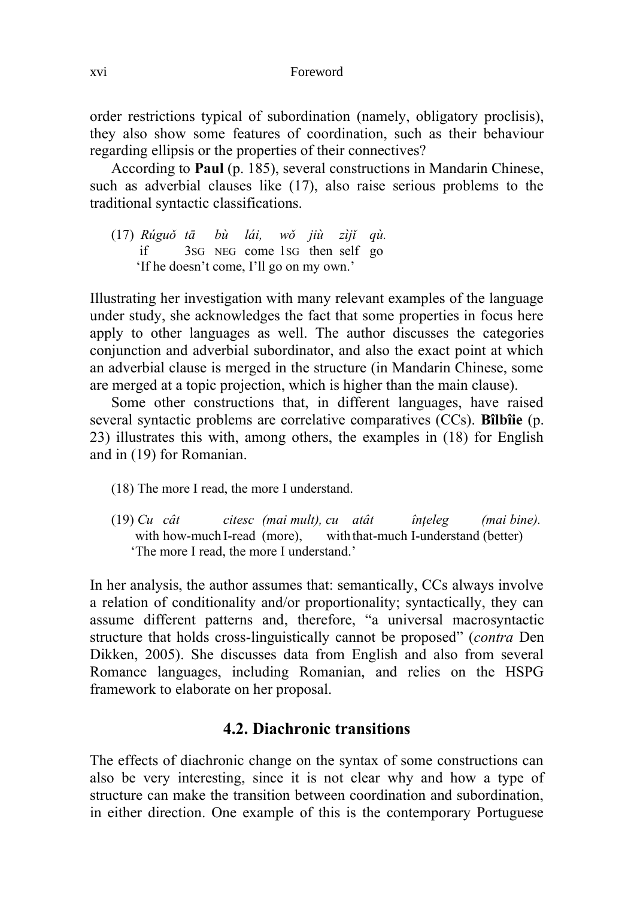order restrictions typical of subordination (namely, obligatory proclisis), they also show some features of coordination, such as their behaviour regarding ellipsis or the properties of their connectives?

According to **Paul** (p. 185), several constructions in Mandarin Chinese, such as adverbial clauses like (17), also raise serious problems to the traditional syntactic classifications.

(17) *Rúguǒ tā bù lái, wǒ jiù zìjǐ qù.*
if 3SG NEG come 1SG then self go
'If he doesn't come, I'll go on my own.'

Illustrating her investigation with many relevant examples of the language under study, she acknowledges the fact that some properties in focus here apply to other languages as well. The author discusses the categories conjunction and adverbial subordinator, and also the exact point at which an adverbial clause is merged in the structure (in Mandarin Chinese, some are merged at a topic projection, which is higher than the main clause).

Some other constructions that, in different languages, have raised several syntactic problems are correlative comparatives (CCs). **Bîlbîie** (p. 23) illustrates this with, among others, the examples in (18) for English and in (19) for Romanian.

(18) The more I read, the more I understand.

(19) *Cu cât citesc (mai mult), cu atât înțeleg (mai bine).*
with how-much I-read (more), with that-much I-understand (better)
'The more I read, the more I understand.'

In her analysis, the author assumes that: semantically, CCs always involve a relation of conditionality and/or proportionality; syntactically, they can assume different patterns and, therefore, "a universal macrosyntactic structure that holds cross-linguistically cannot be proposed" (*contra* Den Dikken, 2005). She discusses data from English and also from several Romance languages, including Romanian, and relies on the HSPG framework to elaborate on her proposal.

## 4.2. Diachronic transitions

The effects of diachronic change on the syntax of some constructions can also be very interesting, since it is not clear why and how a type of structure can make the transition between coordination and subordination, in either direction. One example of this is the contemporary Portuguese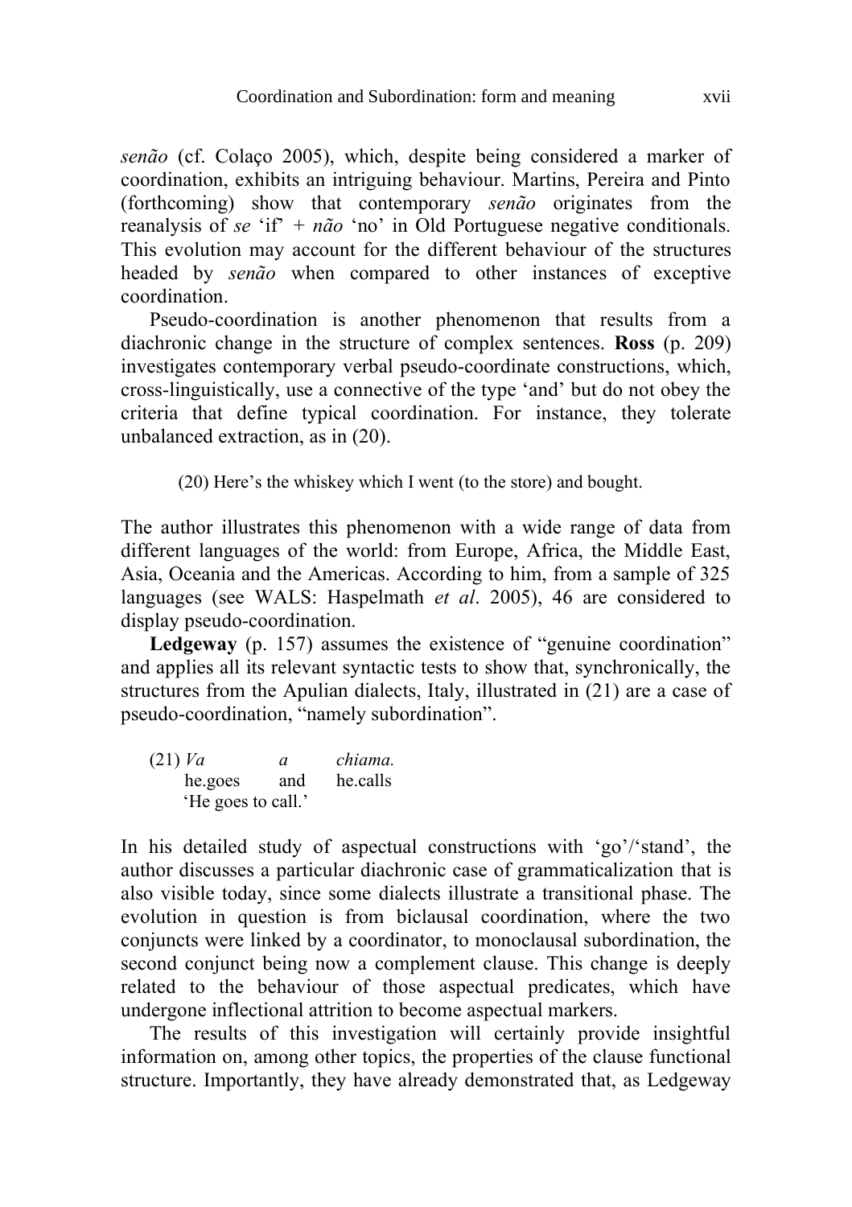*senão* (cf. Colaço 2005), which, despite being considered a marker of coordination, exhibits an intriguing behaviour. Martins, Pereira and Pinto (forthcoming) show that contemporary *senão* originates from the reanalysis of *se* 'if' + *não* 'no' in Old Portuguese negative conditionals. This evolution may account for the different behaviour of the structures headed by *senão* when compared to other instances of exceptive coordination.

Pseudo-coordination is another phenomenon that results from a diachronic change in the structure of complex sentences. **Ross** (p. 209) investigates contemporary verbal pseudo-coordinate constructions, which, cross-linguistically, use a connective of the type 'and' but do not obey the criteria that define typical coordination. For instance, they tolerate unbalanced extraction, as in (20).

(20) Here's the whiskey which I went (to the store) and bought.

The author illustrates this phenomenon with a wide range of data from different languages of the world: from Europe, Africa, the Middle East, Asia, Oceania and the Americas. According to him, from a sample of 325 languages (see WALS: Haspelmath *et al*. 2005), 46 are considered to display pseudo-coordination.

**Ledgeway** (p. 157) assumes the existence of "genuine coordination" and applies all its relevant syntactic tests to show that, synchronically, the structures from the Apulian dialects, Italy, illustrated in (21) are a case of pseudo-coordination, "namely subordination".

(21) *Va* *a* *chiama.*
he.goes and he.calls
'He goes to call.'

In his detailed study of aspectual constructions with 'go'/'stand', the author discusses a particular diachronic case of grammaticalization that is also visible today, since some dialects illustrate a transitional phase. The evolution in question is from biclausal coordination, where the two conjuncts were linked by a coordinator, to monoclausal subordination, the second conjunct being now a complement clause. This change is deeply related to the behaviour of those aspectual predicates, which have undergone inflectional attrition to become aspectual markers.

The results of this investigation will certainly provide insightful information on, among other topics, the properties of the clause functional structure. Importantly, they have already demonstrated that, as Ledgeway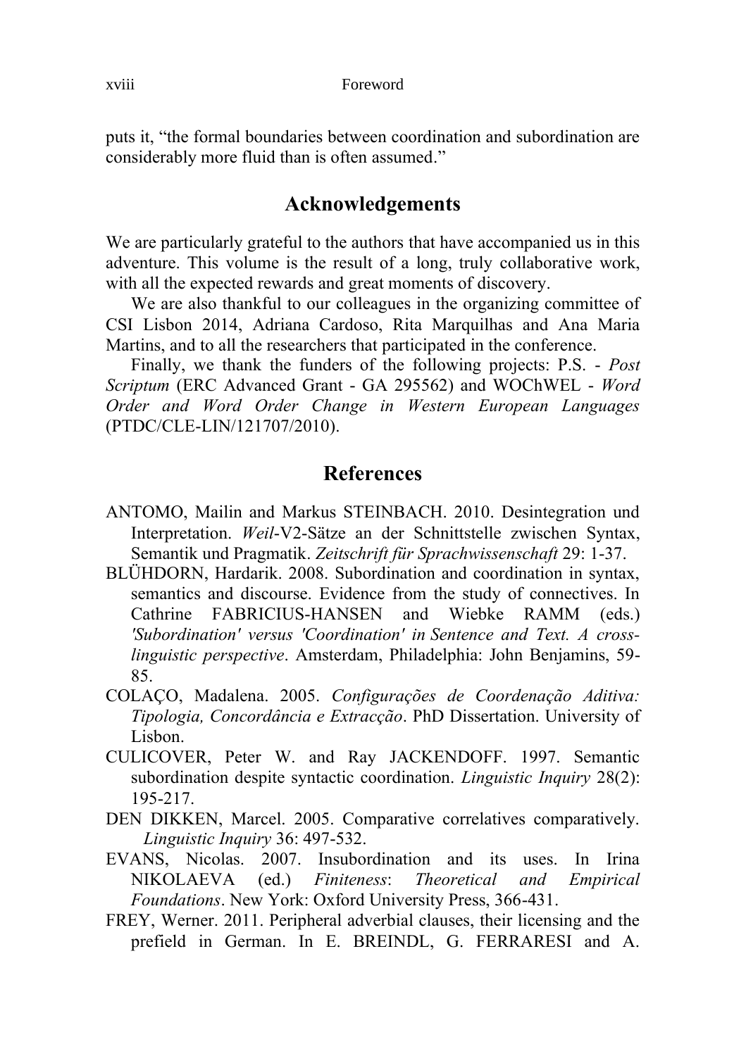puts it, "the formal boundaries between coordination and subordination are considerably more fluid than is often assumed."

## Acknowledgements

We are particularly grateful to the authors that have accompanied us in this adventure. This volume is the result of a long, truly collaborative work, with all the expected rewards and great moments of discovery.

We are also thankful to our colleagues in the organizing committee of CSI Lisbon 2014, Adriana Cardoso, Rita Marquilhas and Ana Maria Martins, and to all the researchers that participated in the conference.

Finally, we thank the funders of the following projects: P.S. - *Post Scriptum* (ERC Advanced Grant - GA 295562) and WOChWEL - *Word Order and Word Order Change in Western European Languages* (PTDC/CLE-LIN/121707/2010).

## References

ANTOMO, Mailin and Markus STEINBACH. 2010. Desintegration und Interpretation. *Weil*-V2-Sätze an der Schnittstelle zwischen Syntax, Semantik und Pragmatik. *Zeitschrift für Sprachwissenschaft* 29: 1-37.

BLÜHDORN, Hardarik. 2008. Subordination and coordination in syntax, semantics and discourse. Evidence from the study of connectives. In Cathrine FABRICIUS-HANSEN and Wiebke RAMM (eds.) *'Subordination' versus 'Coordination' in Sentence and Text. A cross-linguistic perspective*. Amsterdam, Philadelphia: John Benjamins, 59-85.

COLAÇO, Madalena. 2005. *Configurações de Coordenação Aditiva: Tipologia, Concordância e Extracção*. PhD Dissertation. University of Lisbon.

CULICOVER, Peter W. and Ray JACKENDOFF. 1997. Semantic subordination despite syntactic coordination. *Linguistic Inquiry* 28(2): 195-217.

DEN DIKKEN, Marcel. 2005. Comparative correlatives comparatively. *Linguistic Inquiry* 36: 497-532.

EVANS, Nicolas. 2007. Insubordination and its uses. In Irina NIKOLAEVA (ed.) *Finiteness*: *Theoretical and Empirical Foundations*. New York: Oxford University Press, 366-431.

FREY, Werner. 2011. Peripheral adverbial clauses, their licensing and the prefield in German. In E. BREINDL, G. FERRARESI and A.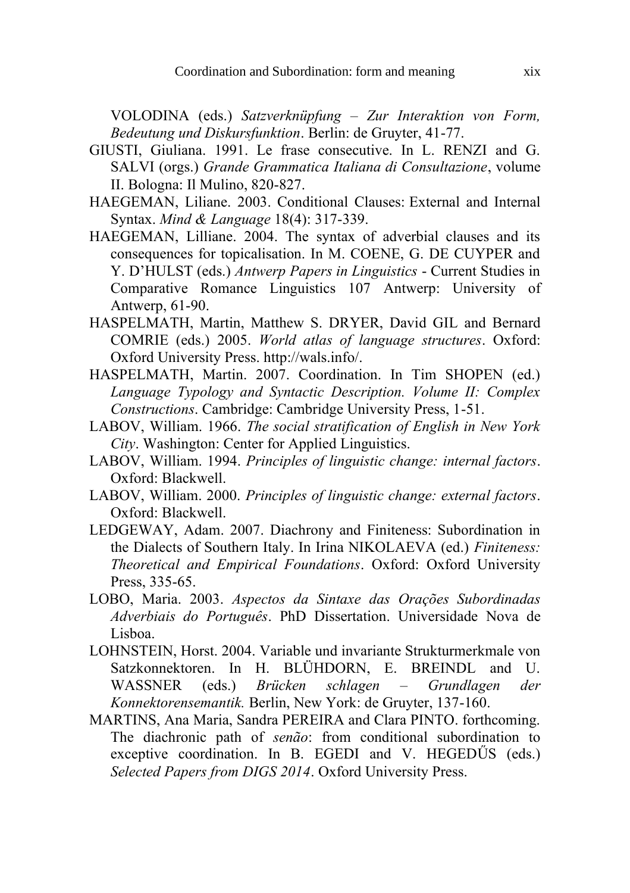VOLODINA (eds.) *Satzverknüpfung – Zur Interaktion von Form, Bedeutung und Diskursfunktion*. Berlin: de Gruyter, 41-77.

GIUSTI, Giuliana. 1991. Le frase consecutive. In L. RENZI and G. SALVI (orgs.) *Grande Grammatica Italiana di Consultazione*, volume II. Bologna: Il Mulino, 820-827.

HAEGEMAN, Liliane. 2003. Conditional Clauses: External and Internal Syntax. *Mind & Language* 18(4): 317-339.

HAEGEMAN, Lilliane. 2004. The syntax of adverbial clauses and its consequences for topicalisation. In M. COENE, G. DE CUYPER and Y. D'HULST (eds.) *Antwerp Papers in Linguistics* - Current Studies in Comparative Romance Linguistics 107 Antwerp: University of Antwerp, 61-90.

HASPELMATH, Martin, Matthew S. DRYER, David GIL and Bernard COMRIE (eds.) 2005. *World atlas of language structures*. Oxford: Oxford University Press. http://wals.info/.

HASPELMATH, Martin. 2007. Coordination. In Tim SHOPEN (ed.) *Language Typology and Syntactic Description. Volume II: Complex Constructions*. Cambridge: Cambridge University Press, 1-51.

LABOV, William. 1966. *The social stratification of English in New York City*. Washington: Center for Applied Linguistics.

LABOV, William. 1994. *Principles of linguistic change: internal factors*. Oxford: Blackwell.

LABOV, William. 2000. *Principles of linguistic change: external factors*. Oxford: Blackwell.

LEDGEWAY, Adam. 2007. Diachrony and Finiteness: Subordination in the Dialects of Southern Italy. In Irina NIKOLAEVA (ed.) *Finiteness: Theoretical and Empirical Foundations*. Oxford: Oxford University Press, 335-65.

LOBO, Maria. 2003. *Aspectos da Sintaxe das Orações Subordinadas Adverbiais do Português*. PhD Dissertation. Universidade Nova de Lisboa.

LOHNSTEIN, Horst. 2004. Variable und invariante Strukturmerkmale von Satzkonnektoren. In H. BLÜHDORN, E. BREINDL and U. WASSNER (eds.) *Brücken schlagen – Grundlagen der Konnektorensemantik.* Berlin, New York: de Gruyter, 137-160.

MARTINS, Ana Maria, Sandra PEREIRA and Clara PINTO. forthcoming. The diachronic path of *senão*: from conditional subordination to exceptive coordination. In B. EGEDI and V. HEGEDŰS (eds.) *Selected Papers from DIGS 2014*. Oxford University Press.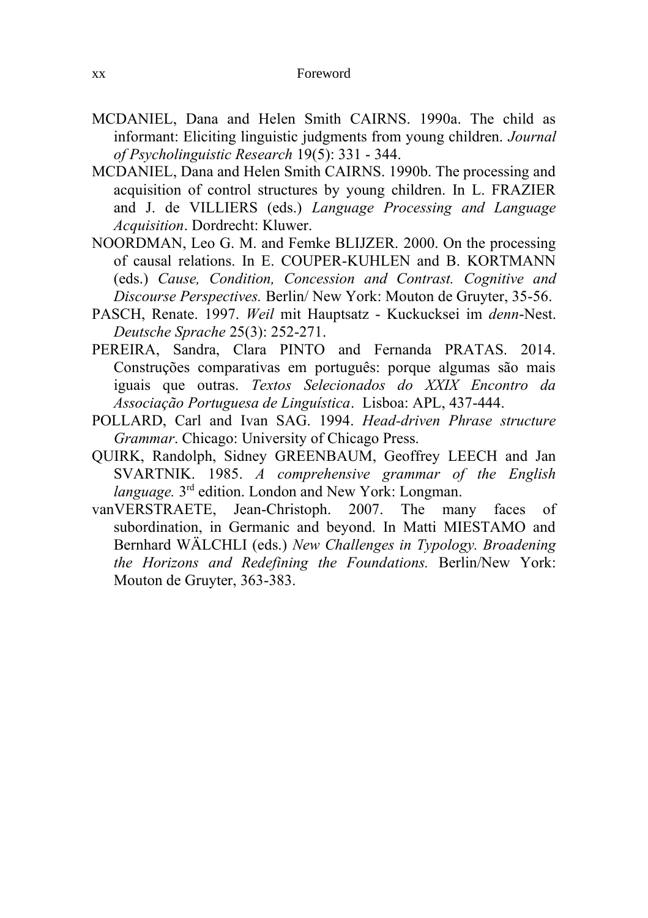MCDANIEL, Dana and Helen Smith CAIRNS. 1990a. The child as informant: Eliciting linguistic judgments from young children. *Journal of Psycholinguistic Research* 19(5): 331 - 344.

MCDANIEL, Dana and Helen Smith CAIRNS. 1990b. The processing and acquisition of control structures by young children. In L. FRAZIER and J. de VILLIERS (eds.) *Language Processing and Language Acquisition*. Dordrecht: Kluwer.

NOORDMAN, Leo G. M. and Femke BLIJZER. 2000. On the processing of causal relations. In E. COUPER-KUHLEN and B. KORTMANN (eds.) *Cause, Condition, Concession and Contrast. Cognitive and Discourse Perspectives.* Berlin/ New York: Mouton de Gruyter, 35-56.

PASCH, Renate. 1997. *Weil* mit Hauptsatz - Kuckucksei im *denn*-Nest. *Deutsche Sprache* 25(3): 252-271.

PEREIRA, Sandra, Clara PINTO and Fernanda PRATAS. 2014. Construções comparativas em português: porque algumas são mais iguais que outras. *Textos Selecionados do XXIX Encontro da Associação Portuguesa de Linguística*. Lisboa: APL, 437-444.

POLLARD, Carl and Ivan SAG. 1994. *Head-driven Phrase structure Grammar*. Chicago: University of Chicago Press.

QUIRK, Randolph, Sidney GREENBAUM, Geoffrey LEECH and Jan SVARTNIK. 1985. *A comprehensive grammar of the English language.* 3rd edition. London and New York: Longman.

vanVERSTRAETE, Jean-Christoph. 2007. The many faces of subordination, in Germanic and beyond. In Matti MIESTAMO and Bernhard WÄLCHLI (eds.) *New Challenges in Typology. Broadening the Horizons and Redefining the Foundations.* Berlin/New York: Mouton de Gruyter, 363-383.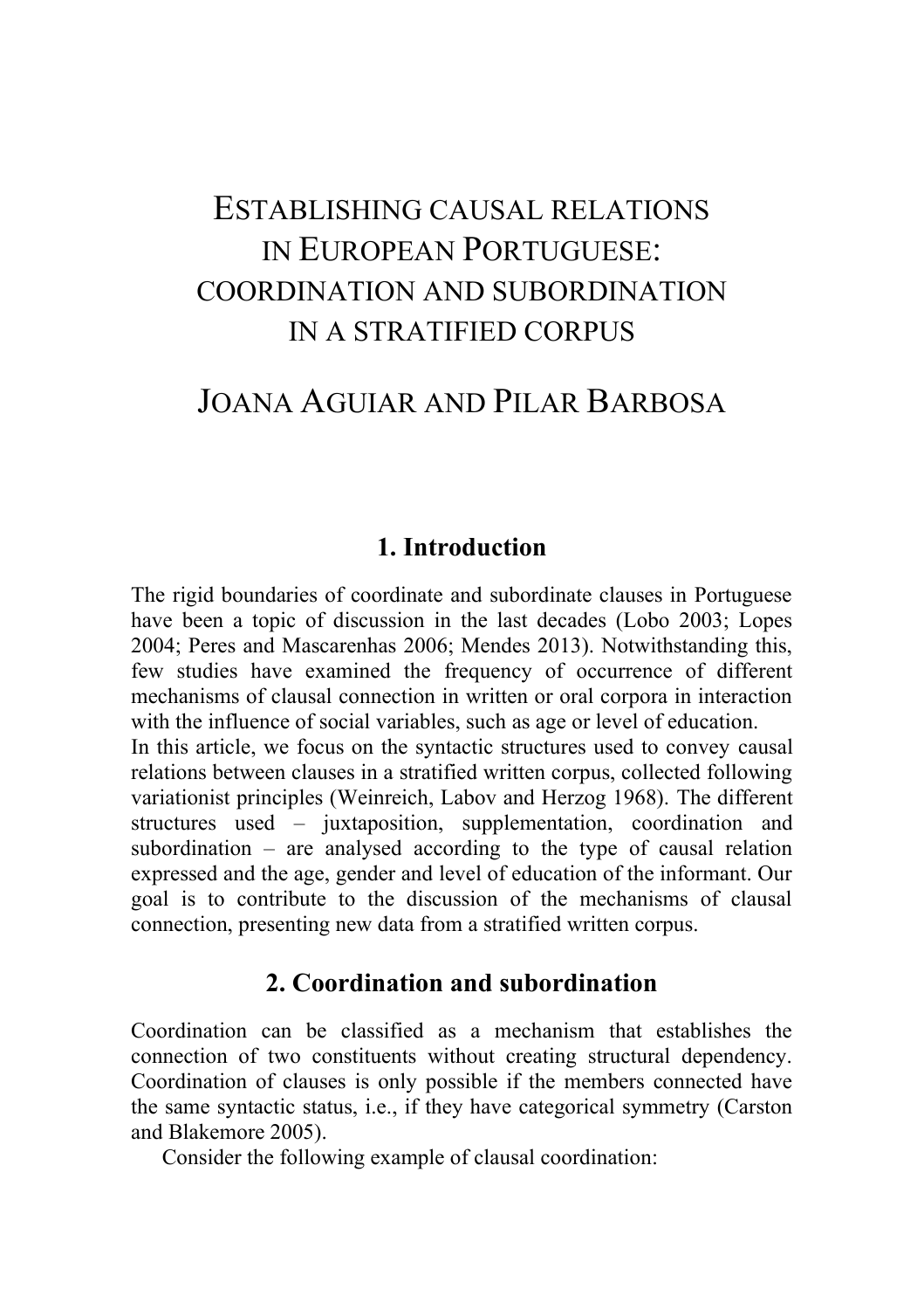# ESTABLISHING CAUSAL RELATIONS IN EUROPEAN PORTUGUESE: COORDINATION AND SUBORDINATION IN A STRATIFIED CORPUS

## JOANA AGUIAR AND PILAR BARBOSA

## 1. Introduction

The rigid boundaries of coordinate and subordinate clauses in Portuguese have been a topic of discussion in the last decades (Lobo 2003; Lopes 2004; Peres and Mascarenhas 2006; Mendes 2013). Notwithstanding this, few studies have examined the frequency of occurrence of different mechanisms of clausal connection in written or oral corpora in interaction with the influence of social variables, such as age or level of education.

In this article, we focus on the syntactic structures used to convey causal relations between clauses in a stratified written corpus, collected following variationist principles (Weinreich, Labov and Herzog 1968). The different structures used – juxtaposition, supplementation, coordination and subordination – are analysed according to the type of causal relation expressed and the age, gender and level of education of the informant. Our goal is to contribute to the discussion of the mechanisms of clausal connection, presenting new data from a stratified written corpus.

## 2. Coordination and subordination

Coordination can be classified as a mechanism that establishes the connection of two constituents without creating structural dependency. Coordination of clauses is only possible if the members connected have the same syntactic status, i.e., if they have categorical symmetry (Carston and Blakemore 2005).

Consider the following example of clausal coordination: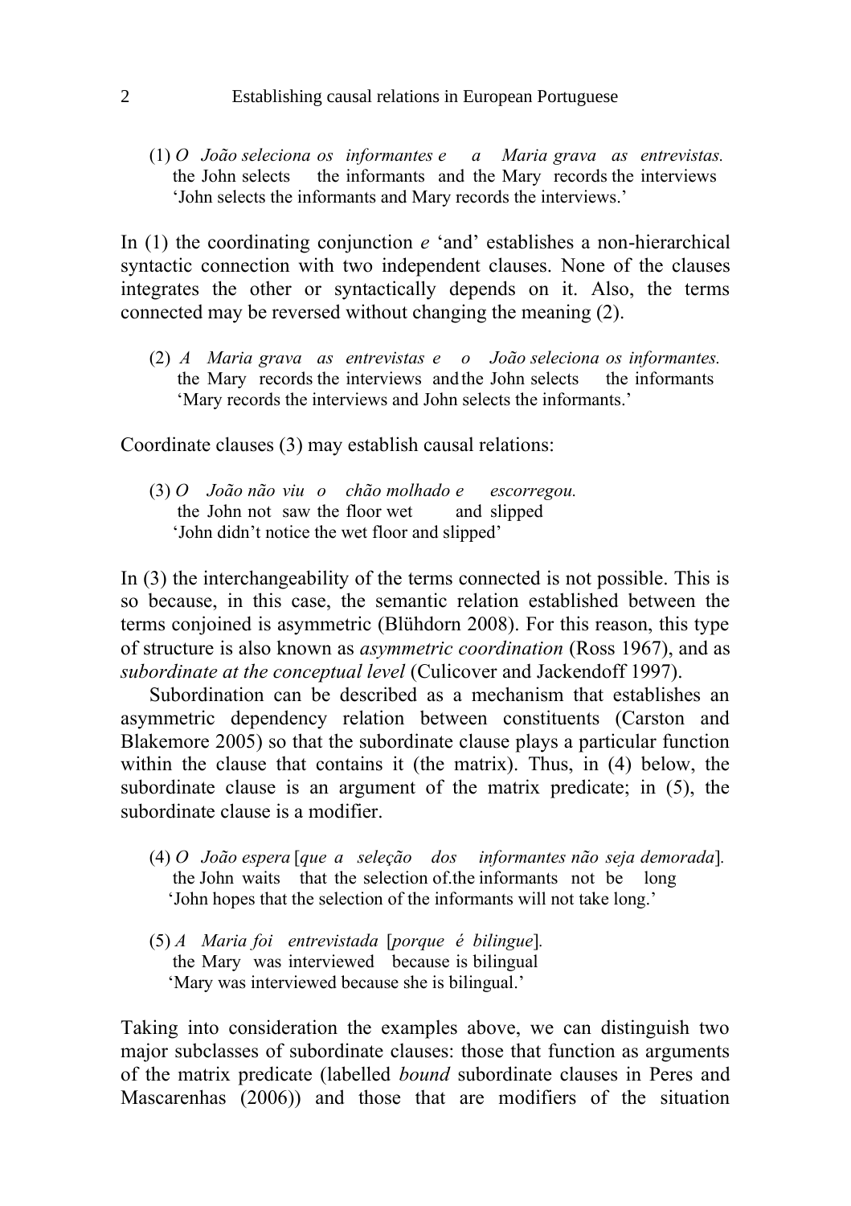(1) *O João seleciona os informantes e a Maria grava as entrevistas.*
the John selects the informants and the Mary records the interviews
'John selects the informants and Mary records the interviews.'

In (1) the coordinating conjunction *e* 'and' establishes a non-hierarchical syntactic connection with two independent clauses. None of the clauses integrates the other or syntactically depends on it. Also, the terms connected may be reversed without changing the meaning (2).

(2) *A Maria grava as entrevistas e o João seleciona os informantes.*
the Mary records the interviews and the John selects the informants
'Mary records the interviews and John selects the informants.'

Coordinate clauses (3) may establish causal relations:

(3) *O João não viu o chão molhado e escorregou.*
the John not saw the floor wet and slipped
'John didn't notice the wet floor and slipped'

In (3) the interchangeability of the terms connected is not possible. This is so because, in this case, the semantic relation established between the terms conjoined is asymmetric (Blühdorn 2008). For this reason, this type of structure is also known as *asymmetric coordination* (Ross 1967), and as *subordinate at the conceptual level* (Culicover and Jackendoff 1997).

Subordination can be described as a mechanism that establishes an asymmetric dependency relation between constituents (Carston and Blakemore 2005) so that the subordinate clause plays a particular function within the clause that contains it (the matrix). Thus, in (4) below, the subordinate clause is an argument of the matrix predicate; in (5), the subordinate clause is a modifier.

(4) *O João espera* [*que a seleção dos informantes não seja demorada*].
the John waits that the selection of.the informants not be long
'John hopes that the selection of the informants will not take long.'

(5) *A Maria foi entrevistada* [*porque é bilingue*].
the Mary was interviewed because is bilingual
'Mary was interviewed because she is bilingual.'

Taking into consideration the examples above, we can distinguish two major subclasses of subordinate clauses: those that function as arguments of the matrix predicate (labelled *bound* subordinate clauses in Peres and Mascarenhas (2006)) and those that are modifiers of the situation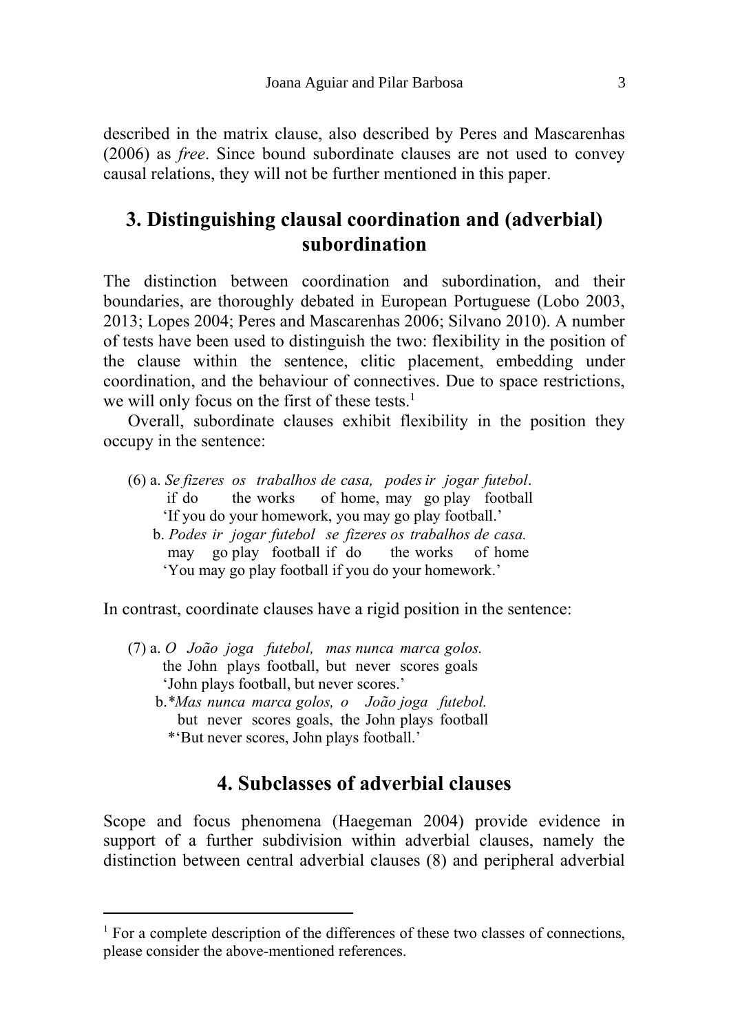described in the matrix clause, also described by Peres and Mascarenhas (2006) as *free*. Since bound subordinate clauses are not used to convey causal relations, they will not be further mentioned in this paper.

## 3. Distinguishing clausal coordination and (adverbial) subordination

The distinction between coordination and subordination, and their boundaries, are thoroughly debated in European Portuguese (Lobo 2003, 2013; Lopes 2004; Peres and Mascarenhas 2006; Silvano 2010). A number of tests have been used to distinguish the two: flexibility in the position of the clause within the sentence, clitic placement, embedding under coordination, and the behaviour of connectives. Due to space restrictions, we will only focus on the first of these tests.[1]

Overall, subordinate clauses exhibit flexibility in the position they occupy in the sentence:

(6) a. *Se fizeres os trabalhos de casa, podes ir jogar futebol*.
   if do the works of home, may go play football
   'If you do your homework, you may go play football.'
  b. *Podes ir jogar futebol se fizeres os trabalhos de casa.*
   may go play football if do the works of home
   'You may go play football if you do your homework.'

In contrast, coordinate clauses have a rigid position in the sentence:

(7) a. *O João joga futebol, mas nunca marca golos.*
   the John plays football, but never scores goals
   'John plays football, but never scores.'
  b.*\*Mas nunca marca golos, o João joga futebol.*
   but never scores goals, the John plays football
   \*'But never scores, John plays football.'

## 4. Subclasses of adverbial clauses

Scope and focus phenomena (Haegeman 2004) provide evidence in support of a further subdivision within adverbial clauses, namely the distinction between central adverbial clauses (8) and peripheral adverbial

---

[1] For a complete description of the differences of these two classes of connections, please consider the above-mentioned references.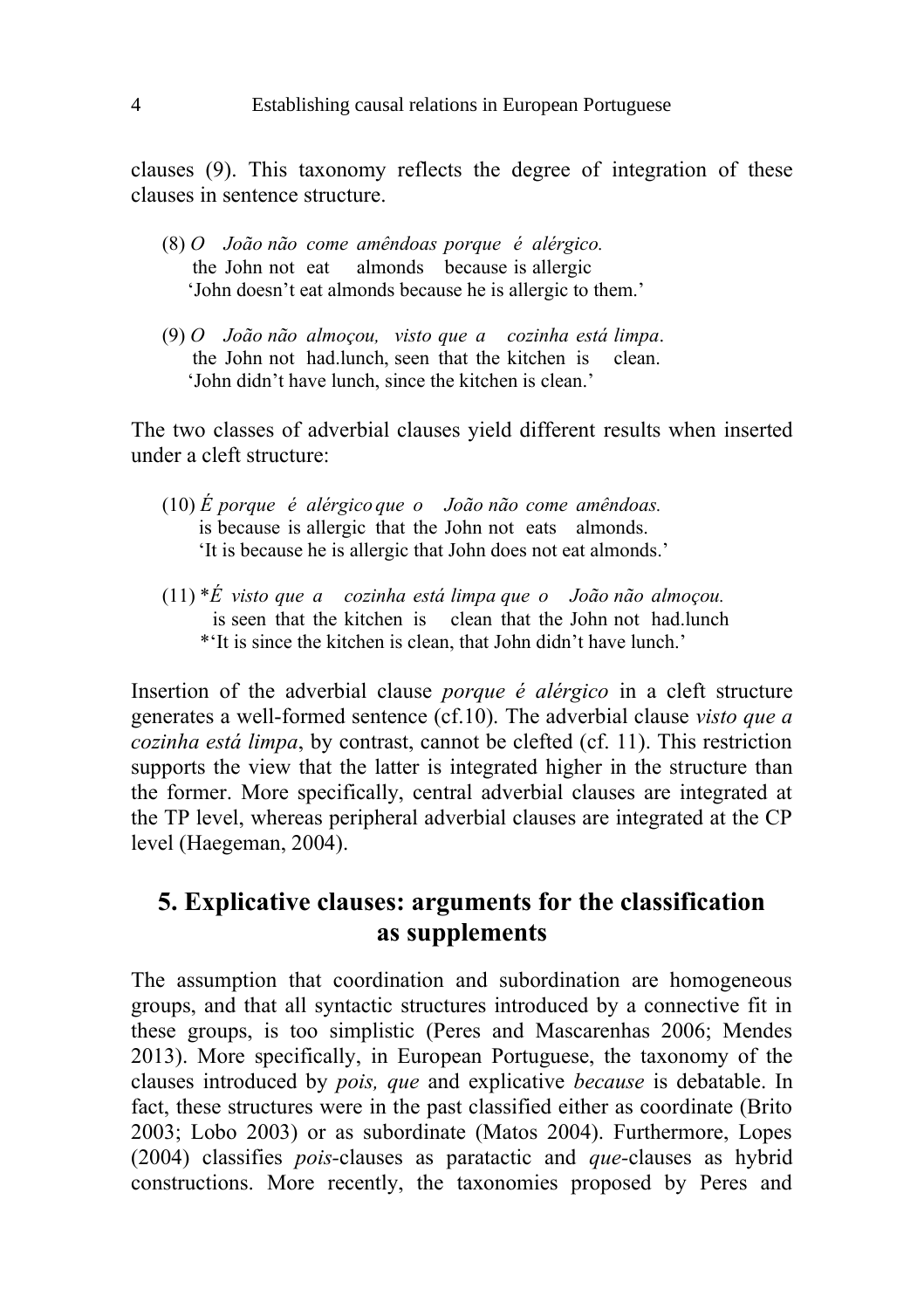clauses (9). This taxonomy reflects the degree of integration of these clauses in sentence structure.

(8) *O João não come amêndoas porque é alérgico.*
  the John not eat almonds because is allergic
  'John doesn't eat almonds because he is allergic to them.'

(9) *O João não almoçou, visto que a cozinha está limpa.*
  the John not had.lunch, seen that the kitchen is clean.
  'John didn't have lunch, since the kitchen is clean.'

The two classes of adverbial clauses yield different results when inserted under a cleft structure:

(10) *É porque é alérgico que o João não come amêndoas.*
  is because is allergic that the John not eats almonds.
  'It is because he is allergic that John does not eat almonds.'

(11) **É visto que a cozinha está limpa que o João não almoçou.*
  is seen that the kitchen is clean that the John not had.lunch
  *'It is since the kitchen is clean, that John didn't have lunch.'

Insertion of the adverbial clause *porque é alérgico* in a cleft structure generates a well-formed sentence (cf.10). The adverbial clause *visto que a cozinha está limpa*, by contrast, cannot be clefted (cf. 11). This restriction supports the view that the latter is integrated higher in the structure than the former. More specifically, central adverbial clauses are integrated at the TP level, whereas peripheral adverbial clauses are integrated at the CP level (Haegeman, 2004).

## 5. Explicative clauses: arguments for the classification as supplements

The assumption that coordination and subordination are homogeneous groups, and that all syntactic structures introduced by a connective fit in these groups, is too simplistic (Peres and Mascarenhas 2006; Mendes 2013). More specifically, in European Portuguese, the taxonomy of the clauses introduced by *pois, que* and explicative *because* is debatable. In fact, these structures were in the past classified either as coordinate (Brito 2003; Lobo 2003) or as subordinate (Matos 2004). Furthermore, Lopes (2004) classifies *pois*-clauses as paratactic and *que*-clauses as hybrid constructions. More recently, the taxonomies proposed by Peres and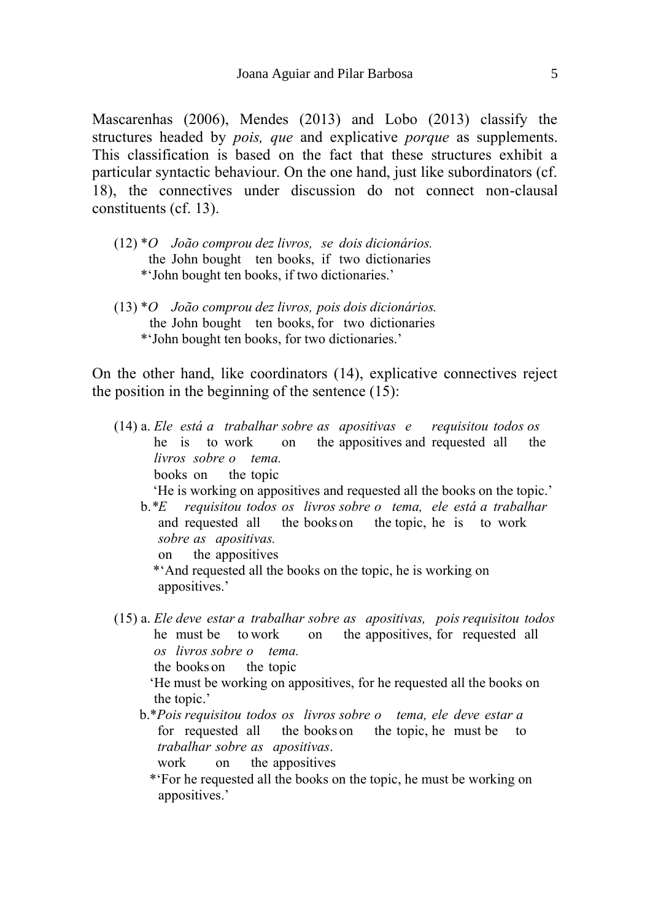Mascarenhas (2006), Mendes (2013) and Lobo (2013) classify the structures headed by *pois, que* and explicative *porque* as supplements. This classification is based on the fact that these structures exhibit a particular syntactic behaviour. On the one hand, just like subordinators (cf. 18), the connectives under discussion do not connect non-clausal constituents (cf. 13).

(12) \**O João comprou dez livros, se dois dicionários.*
the John bought ten books, if two dictionaries
\*'John bought ten books, if two dictionaries.'

(13) \**O João comprou dez livros, pois dois dicionários.*
the John bought ten books, for two dictionaries
\*'John bought ten books, for two dictionaries.'

On the other hand, like coordinators (14), explicative connectives reject the position in the beginning of the sentence (15):

(14) a. *Ele está a trabalhar sobre as apositivas e requisitou todos os livros sobre o tema.*
he is to work on the appositives and requested all the books on the topic
'He is working on appositives and requested all the books on the topic.'

b. \**E requisitou todos os livros sobre o tema, ele está a trabalhar sobre as apositivas.*
and requested all the books on the topic, he is to work on the appositives
\*'And requested all the books on the topic, he is working on appositives.'

(15) a. *Ele deve estar a trabalhar sobre as apositivas, pois requisitou todos os livros sobre o tema.*
he must be to work on the appositives, for requested all the books on the topic
'He must be working on appositives, for he requested all the books on the topic.'

b. \**Pois requisitou todos os livros sobre o tema, ele deve estar a trabalhar sobre as apositivas.*
for requested all the books on the topic, he must be to work on the appositives
\*'For he requested all the books on the topic, he must be working on appositives.'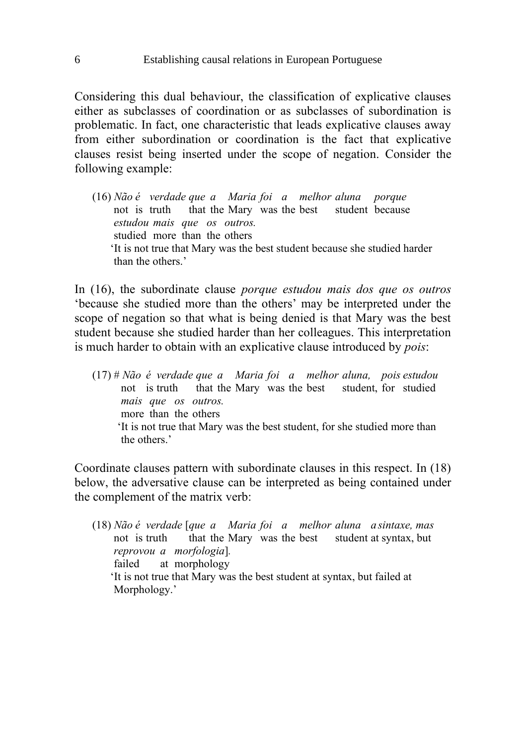Considering this dual behaviour, the classification of explicative clauses either as subclasses of coordination or as subclasses of subordination is problematic. In fact, one characteristic that leads explicative clauses away from either subordination or coordination is the fact that explicative clauses resist being inserted under the scope of negation. Consider the following example:

(16) *Não é verdade que a Maria foi a melhor aluna porque*
not is truth that the Mary was the best student because
*estudou mais que os outros.*
studied more than the others
'It is not true that Mary was the best student because she studied harder than the others.'

In (16), the subordinate clause *porque estudou mais dos que os outros* 'because she studied more than the others' may be interpreted under the scope of negation so that what is being denied is that Mary was the best student because she studied harder than her colleagues. This interpretation is much harder to obtain with an explicative clause introduced by *pois*:

(17) # *Não é verdade que a Maria foi a melhor aluna, pois estudou*
not is truth that the Mary was the best student, for studied
*mais que os outros.*
more than the others
'It is not true that Mary was the best student, for she studied more than the others.'

Coordinate clauses pattern with subordinate clauses in this respect. In (18) below, the adversative clause can be interpreted as being contained under the complement of the matrix verb:

(18) *Não é verdade* [*que a Maria foi a melhor aluna a sintaxe, mas*
not is truth that the Mary was the best student at syntax, but
*reprovou a morfologia*].
failed at morphology
'It is not true that Mary was the best student at syntax, but failed at Morphology.'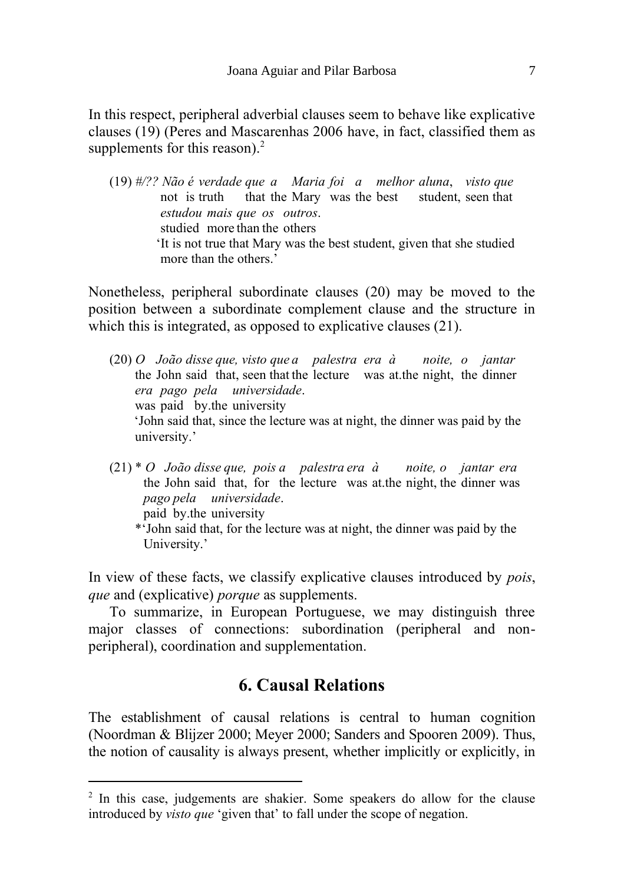In this respect, peripheral adverbial clauses seem to behave like explicative clauses (19) (Peres and Mascarenhas 2006 have, in fact, classified them as supplements for this reason).[2]

(19) *#/?? Não é verdade que a Maria foi a melhor aluna, visto que*
not is truth that the Mary was the best student, seen that
*estudou mais que os outros.*
studied more than the others
'It is not true that Mary was the best student, given that she studied more than the others.'

Nonetheless, peripheral subordinate clauses (20) may be moved to the position between a subordinate complement clause and the structure in which this is integrated, as opposed to explicative clauses (21).

(20) *O João disse que, visto que a palestra era à noite, o jantar*
the John said that, seen that the lecture was at.the night, the dinner
*era pago pela universidade.*
was paid by.the university
'John said that, since the lecture was at night, the dinner was paid by the university.'

(21) * *O João disse que, pois a palestra era à noite, o jantar era*
the John said that, for the lecture was at.the night, the dinner was
*pago pela universidade.*
paid by.the university
*'John said that, for the lecture was at night, the dinner was paid by the University.'

In view of these facts, we classify explicative clauses introduced by *pois*, *que* and (explicative) *porque* as supplements.

To summarize, in European Portuguese, we may distinguish three major classes of connections: subordination (peripheral and non-peripheral), coordination and supplementation.

## 6. Causal Relations

The establishment of causal relations is central to human cognition (Noordman & Blijzer 2000; Meyer 2000; Sanders and Spooren 2009). Thus, the notion of causality is always present, whether implicitly or explicitly, in

[2] In this case, judgements are shakier. Some speakers do allow for the clause introduced by *visto que* 'given that' to fall under the scope of negation.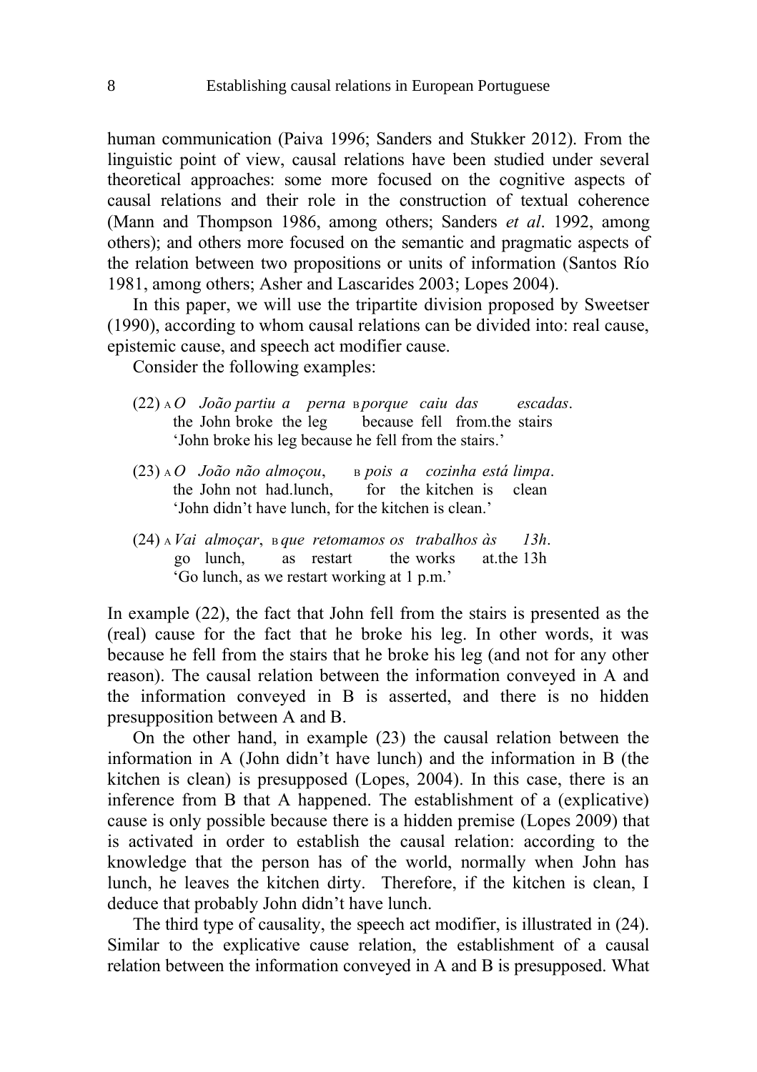human communication (Paiva 1996; Sanders and Stukker 2012). From the linguistic point of view, causal relations have been studied under several theoretical approaches: some more focused on the cognitive aspects of causal relations and their role in the construction of textual coherence (Mann and Thompson 1986, among others; Sanders *et al*. 1992, among others); and others more focused on the semantic and pragmatic aspects of the relation between two propositions or units of information (Santos Río 1981, among others; Asher and Lascarides 2003; Lopes 2004).

In this paper, we will use the tripartite division proposed by Sweetser (1990), according to whom causal relations can be divided into: real cause, epistemic cause, and speech act modifier cause.

Consider the following examples:

(22) A *O João partiu a perna* B *porque caiu das escadas*.
the John broke the leg because fell from.the stairs
'John broke his leg because he fell from the stairs.'

(23) A *O João não almoçou*, B *pois a cozinha está limpa*.
the John not had.lunch, for the kitchen is clean
'John didn't have lunch, for the kitchen is clean.'

(24) A *Vai almoçar*, B *que retomamos os trabalhos às 13h*.
go lunch, as restart the works at.the 13h
'Go lunch, as we restart working at 1 p.m.'

In example (22), the fact that John fell from the stairs is presented as the (real) cause for the fact that he broke his leg. In other words, it was because he fell from the stairs that he broke his leg (and not for any other reason). The causal relation between the information conveyed in A and the information conveyed in B is asserted, and there is no hidden presupposition between A and B.

On the other hand, in example (23) the causal relation between the information in A (John didn't have lunch) and the information in B (the kitchen is clean) is presupposed (Lopes, 2004). In this case, there is an inference from B that A happened. The establishment of a (explicative) cause is only possible because there is a hidden premise (Lopes 2009) that is activated in order to establish the causal relation: according to the knowledge that the person has of the world, normally when John has lunch, he leaves the kitchen dirty. Therefore, if the kitchen is clean, I deduce that probably John didn't have lunch.

The third type of causality, the speech act modifier, is illustrated in (24). Similar to the explicative cause relation, the establishment of a causal relation between the information conveyed in A and B is presupposed. What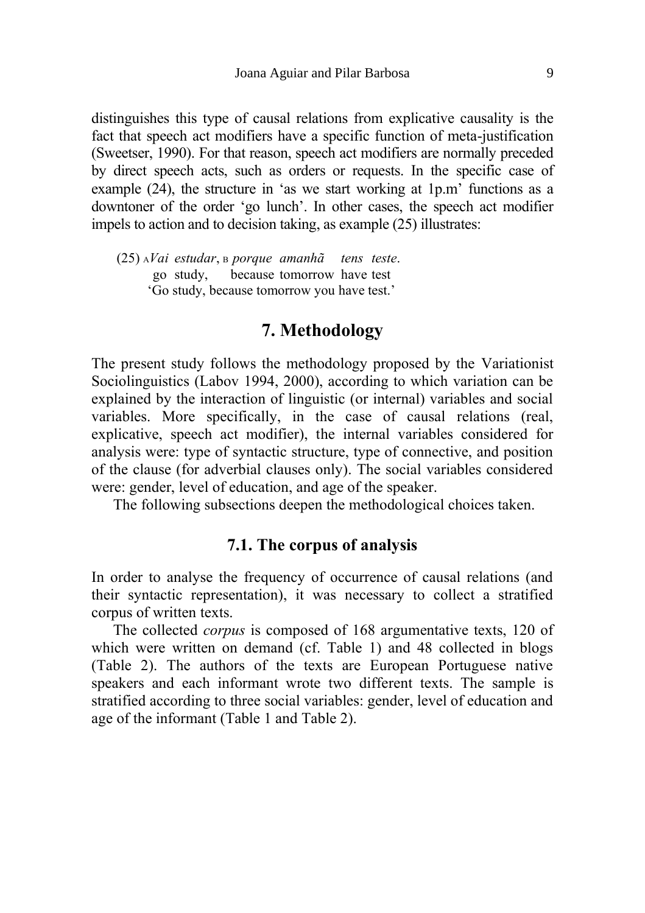distinguishes this type of causal relations from explicative causality is the fact that speech act modifiers have a specific function of meta-justification (Sweetser, 1990). For that reason, speech act modifiers are normally preceded by direct speech acts, such as orders or requests. In the specific case of example (24), the structure in 'as we start working at 1p.m' functions as a downtoner of the order 'go lunch'. In other cases, the speech act modifier impels to action and to decision taking, as example (25) illustrates:

(25) $_A$*Vai estudar*, $_B$ *porque amanhã tens teste*.
go study, because tomorrow have test
'Go study, because tomorrow you have test.'

## 7. Methodology

The present study follows the methodology proposed by the Variationist Sociolinguistics (Labov 1994, 2000), according to which variation can be explained by the interaction of linguistic (or internal) variables and social variables. More specifically, in the case of causal relations (real, explicative, speech act modifier), the internal variables considered for analysis were: type of syntactic structure, type of connective, and position of the clause (for adverbial clauses only). The social variables considered were: gender, level of education, and age of the speaker.

The following subsections deepen the methodological choices taken.

### 7.1. The corpus of analysis

In order to analyse the frequency of occurrence of causal relations (and their syntactic representation), it was necessary to collect a stratified corpus of written texts.

The collected *corpus* is composed of 168 argumentative texts, 120 of which were written on demand (cf. Table 1) and 48 collected in blogs (Table 2). The authors of the texts are European Portuguese native speakers and each informant wrote two different texts. The sample is stratified according to three social variables: gender, level of education and age of the informant (Table 1 and Table 2).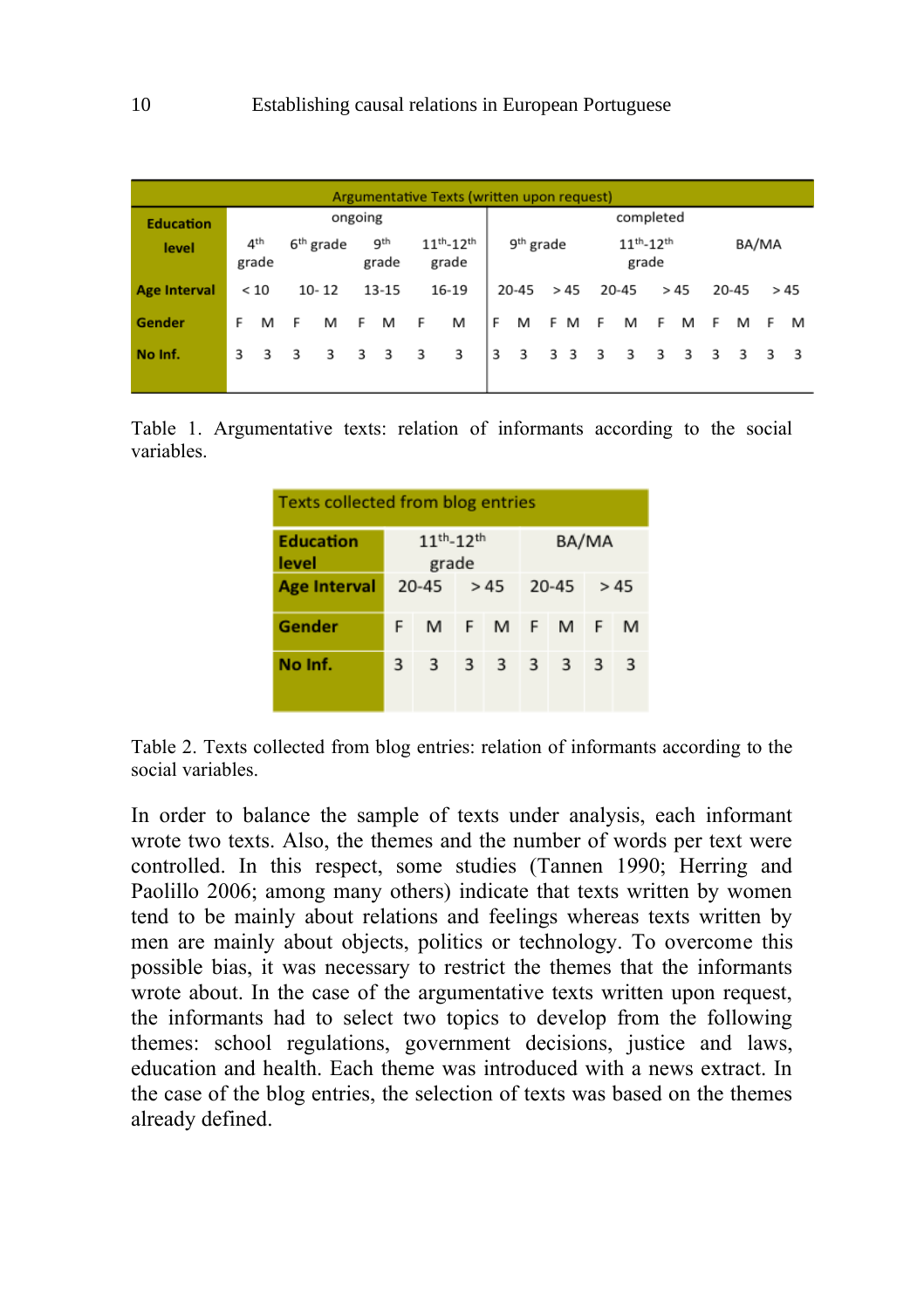| Argumentative Texts (written upon request) | | | | | | | | | | | | | | | | | | | | |
|---|---|---|---|---|---|---|---|---|---|---|---|---|---|---|---|---|---|---|---|---|
| **Education level** | ongoing | | | | | | | | completed | | | | | | | | | | | |
| | 4th grade | | 6th grade | | 9th grade | | 11th-12th grade | | 9th grade | | | | 11th-12th grade | | | | BA/MA | | | |
| **Age Interval** | < 10 | | 10- 12 | | 13-15 | | 16-19 | | 20-45 | | > 45 | | 20-45 | | > 45 | | 20-45 | | > 45 | |
| **Gender** | F | M | F | M | F | M | F | M | F | M | F | M | F | M | F | M | F | M | F | M |
| **No Inf.** | 3 | 3 | 3 | 3 | 3 | 3 | 3 | 3 | 3 | 3 | 3 | 3 | 3 | 3 | 3 | 3 | 3 | 3 | 3 | 3 |

Table 1. Argumentative texts: relation of informants according to the social variables.

| Texts collected from blog entries | | | | | | | | |
|---|---|---|---|---|---|---|---|---|
| **Education level** | 11th-12th grade | | | | BA/MA | | | |
| **Age Interval** | 20-45 | | > 45 | | 20-45 | | > 45 | |
| **Gender** | F | M | F | M | F | M | F | M |
| **No Inf.** | 3 | 3 | 3 | 3 | 3 | 3 | 3 | 3 |

Table 2. Texts collected from blog entries: relation of informants according to the social variables.

In order to balance the sample of texts under analysis, each informant wrote two texts. Also, the themes and the number of words per text were controlled. In this respect, some studies (Tannen 1990; Herring and Paolillo 2006; among many others) indicate that texts written by women tend to be mainly about relations and feelings whereas texts written by men are mainly about objects, politics or technology. To overcome this possible bias, it was necessary to restrict the themes that the informants wrote about. In the case of the argumentative texts written upon request, the informants had to select two topics to develop from the following themes: school regulations, government decisions, justice and laws, education and health. Each theme was introduced with a news extract. In the case of the blog entries, the selection of texts was based on the themes already defined.